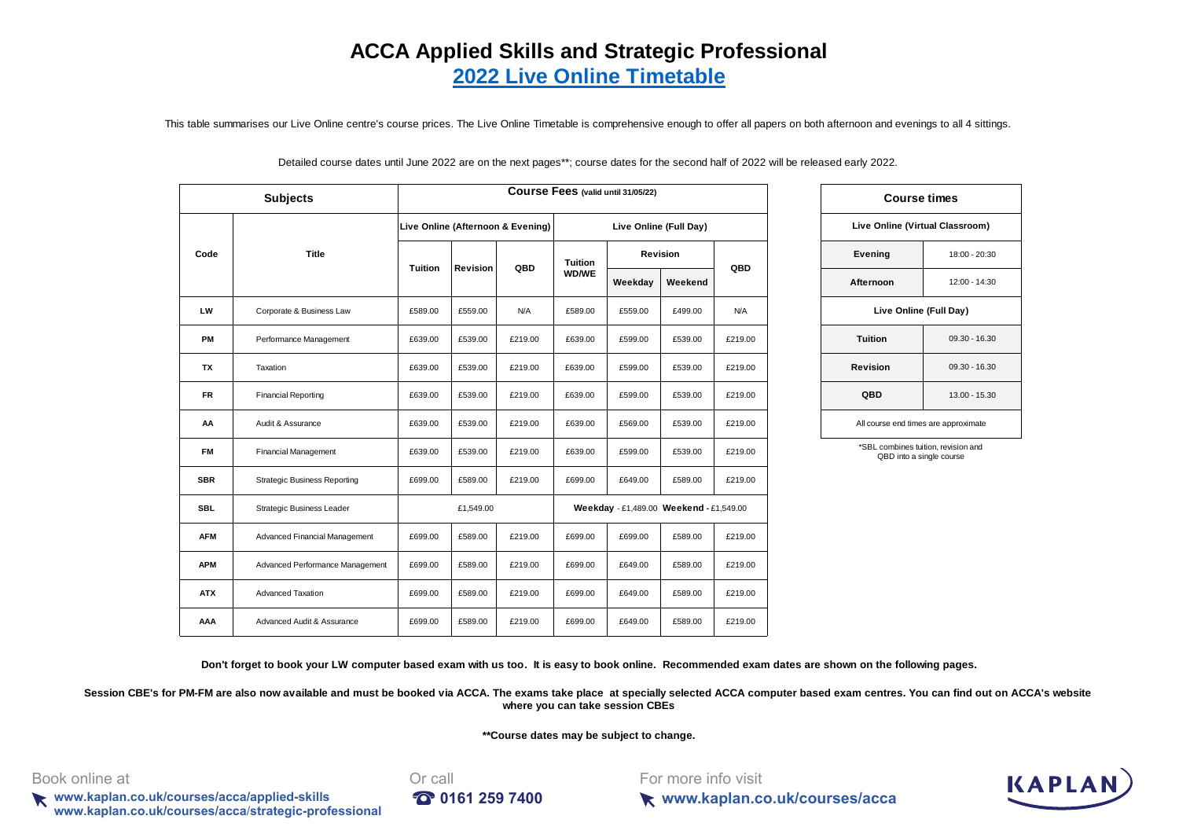# ACCA Applied Skills and Strategic Professional

## 2022 Live Online Timetable

This table summarises our Live Online centre's course prices. The Live Online Timetable is comprehensive enough to offer all papers on both afternoon and evenings to all 4 sittings.

Detailed course dates until June 2022 are on the next pages**; course dates for the second half of 2022 will be released early 2022.

| Subjects | | Course Fees (valid until 31/05/22) | | | | | | |
|---|---|---|---|---|---|---|---|---|
| | | Live Online (Afternoon & Evening) | | | Live Online (Full Day) | | | |
| Code | Title | Tuition | Revision | QBD | Tuition WD/WE | Revision | | QBD |
| | | | | | | Weekday | Weekend | |
| LW | Corporate & Business Law | £589.00 | £559.00 | N/A | £589.00 | £559.00 | £499.00 | N/A |
| PM | Performance Management | £639.00 | £539.00 | £219.00 | £639.00 | £599.00 | £539.00 | £219.00 |
| TX | Taxation | £639.00 | £539.00 | £219.00 | £639.00 | £599.00 | £539.00 | £219.00 |
| FR | Financial Reporting | £639.00 | £539.00 | £219.00 | £639.00 | £599.00 | £539.00 | £219.00 |
| AA | Audit & Assurance | £639.00 | £539.00 | £219.00 | £639.00 | £569.00 | £539.00 | £219.00 |
| FM | Financial Management | £639.00 | £539.00 | £219.00 | £639.00 | £599.00 | £539.00 | £219.00 |
| SBR | Strategic Business Reporting | £699.00 | £589.00 | £219.00 | £699.00 | £649.00 | £589.00 | £219.00 |
| SBL | Strategic Business Leader | £1,549.00 | | | **Weekday** - £1,489.00 **Weekend** - £1,549.00 | | | |
| AFM | Advanced Financial Management | £699.00 | £589.00 | £219.00 | £699.00 | £699.00 | £589.00 | £219.00 |
| APM | Advanced Performance Management | £699.00 | £589.00 | £219.00 | £699.00 | £649.00 | £589.00 | £219.00 |
| ATX | Advanced Taxation | £699.00 | £589.00 | £219.00 | £699.00 | £649.00 | £589.00 | £219.00 |
| AAA | Advanced Audit & Assurance | £699.00 | £589.00 | £219.00 | £699.00 | £649.00 | £589.00 | £219.00 |

| Course times | |
|---|---|
| **Live Online (Virtual Classroom)** | |
| Evening | 18:00 - 20:30 |
| Afternoon | 12:00 - 14:30 |
| **Live Online (Full Day)** | |
| Tuition | 09.30 - 16.30 |
| Revision | 09.30 - 16.30 |
| QBD | 13.00 - 15.30 |
| All course end times are approximate | |

*SBL combines tuition, revision and QBD into a single course

**Don't forget to book your LW computer based exam with us too. It is easy to book online. Recommended exam dates are shown on the following pages.**

**Session CBE's for PM-FM are also now available and must be booked via ACCA. The exams take place at specially selected ACCA computer based exam centres. You can find out on ACCA's website where you can take session CBEs**

****Course dates may be subject to change.**

Book online at
**www.kaplan.co.uk/courses/acca/applied-skills**
**www.kaplan.co.uk/courses/acca/strategic-professional**

Or call
**0161 259 7400**

For more info visit
**www.kaplan.co.uk/courses/acca**

KAPLAN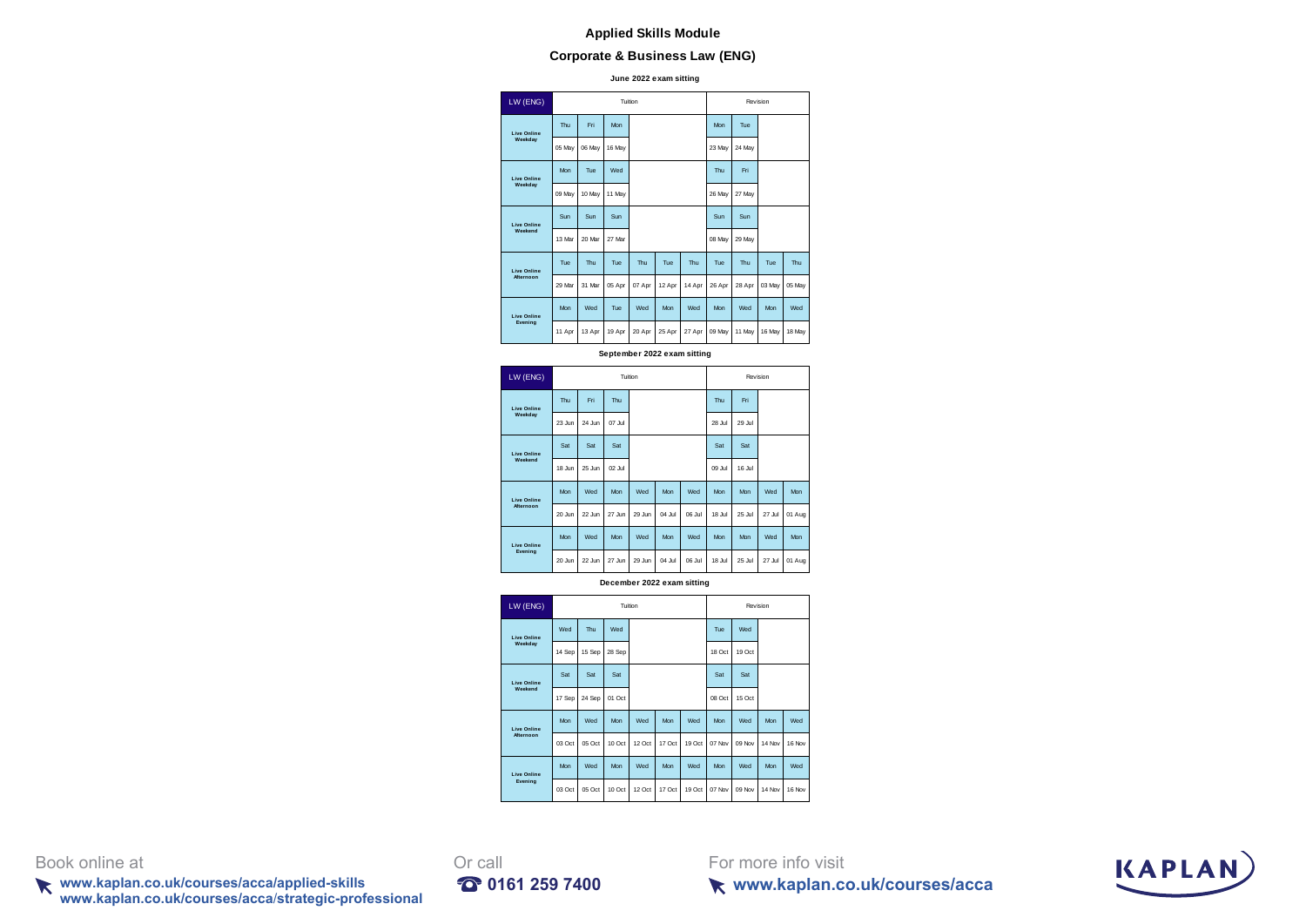# Applied Skills Module

## Corporate & Business Law (ENG)

### June 2022 exam sitting

| LW (ENG) | Tuition | | | | | | Revision | | | |
|---|---|---|---|---|---|---|---|---|---|---|
| Live Online Weekday | Thu | Fri | Mon | | | | Mon | Tue | | |
| | 05 May | 06 May | 16 May | | | | 23 May | 24 May | | |
| Live Online Weekday | Mon | Tue | Wed | | | | Thu | Fri | | |
| | 09 May | 10 May | 11 May | | | | 26 May | 27 May | | |
| Live Online Weekend | Sun | Sun | Sun | | | | Sun | Sun | | |
| | 13 Mar | 20 Mar | 27 Mar | | | | 08 May | 29 May | | |
| Live Online Afternoon | Tue | Thu | Tue | Thu | Tue | Thu | Tue | Thu | Tue | Thu |
| | 29 Mar | 31 Mar | 05 Apr | 07 Apr | 12 Apr | 14 Apr | 26 Apr | 28 Apr | 03 May | 05 May |
| Live Online Evening | Mon | Wed | Tue | Wed | Mon | Wed | Mon | Wed | Mon | Wed |
| | 11 Apr | 13 Apr | 19 Apr | 20 Apr | 25 Apr | 27 Apr | 09 May | 11 May | 16 May | 18 May |

### September 2022 exam sitting

| LW (ENG) | Tuition | | | | | | Revision | | | |
|---|---|---|---|---|---|---|---|---|---|---|
| Live Online Weekday | Thu | Fri | Thu | | | | Thu | Fri | | |
| | 23 Jun | 24 Jun | 07 Jul | | | | 28 Jul | 29 Jul | | |
| Live Online Weekend | Sat | Sat | Sat | | | | Sat | Sat | | |
| | 18 Jun | 25 Jun | 02 Jul | | | | 09 Jul | 16 Jul | | |
| Live Online Afternoon | Mon | Wed | Mon | Wed | Mon | Wed | Mon | Mon | Wed | Mon |
| | 20 Jun | 22 Jun | 27 Jun | 29 Jun | 04 Jul | 06 Jul | 18 Jul | 25 Jul | 27 Jul | 01 Aug |
| Live Online Evening | Mon | Wed | Mon | Wed | Mon | Wed | Mon | Mon | Wed | Mon |
| | 20 Jun | 22 Jun | 27 Jun | 29 Jun | 04 Jul | 06 Jul | 18 Jul | 25 Jul | 27 Jul | 01 Aug |

### December 2022 exam sitting

| LW (ENG) | Tuition | | | | | | Revision | | | |
|---|---|---|---|---|---|---|---|---|---|---|
| Live Online Weekday | Wed | Thu | Wed | | | | Tue | Wed | | |
| | 14 Sep | 15 Sep | 28 Sep | | | | 18 Oct | 19 Oct | | |
| Live Online Weekend | Sat | Sat | Sat | | | | Sat | Sat | | |
| | 17 Sep | 24 Sep | 01 Oct | | | | 08 Oct | 15 Oct | | |
| Live Online Afternoon | Mon | Wed | Mon | Wed | Mon | Wed | Mon | Wed | Mon | Wed |
| | 03 Oct | 05 Oct | 10 Oct | 12 Oct | 17 Oct | 19 Oct | 07 Nov | 09 Nov | 14 Nov | 16 Nov |
| Live Online Evening | Mon | Wed | Mon | Wed | Mon | Wed | Mon | Wed | Mon | Wed |
| | 03 Oct | 05 Oct | 10 Oct | 12 Oct | 17 Oct | 19 Oct | 07 Nov | 09 Nov | 14 Nov | 16 Nov |

Book online at
**www.kaplan.co.uk/courses/acca/applied-skills**
**www.kaplan.co.uk/courses/acca/strategic-professional**

Or call
**0161 259 7400**

For more info visit
**www.kaplan.co.uk/courses/acca**

KAPLAN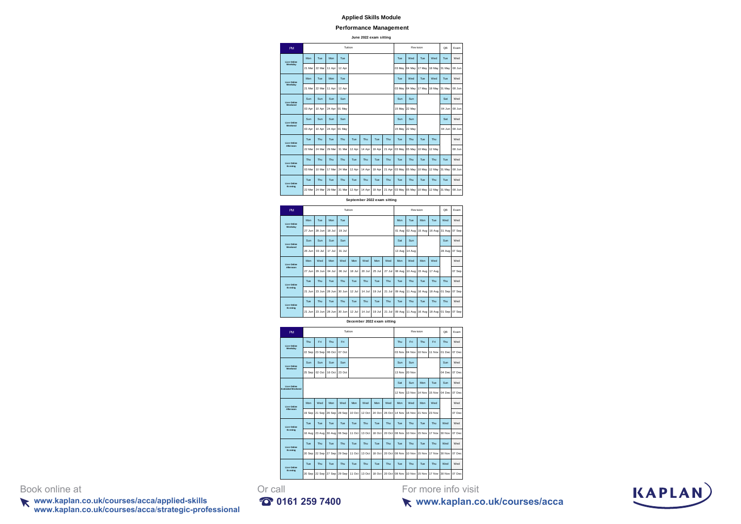# Applied Skills Module

## Performance Management

### June 2022 exam sitting

| PM | Tuition | | | | | | | | Revision | | | | QB | Exam |
|---|---|---|---|---|---|---|---|---|---|---|---|---|---|---|
| Live Online Weekday | Mon | Tue | Mon | Tue | | | | | Tue | Wed | Tue | Wed | Tue | Wed |
| | 21 Mar | 22 Mar | 11 Apr | 12 Apr | | | | | 03 May | 04 May | 17 May | 18 May | 31 May | 08 Jun |
| Live Online Weekday | Mon | Tue | Mon | Tue | | | | | Tue | Wed | Tue | Wed | Tue | Wed |
| | 21 Mar | 22 Mar | 11 Apr | 12 Apr | | | | | 03 May | 04 May | 17 May | 18 May | 31 May | 08 Jun |
| Live Online Weekend | Sun | Sun | Sun | Sun | | | | | Sun | Sun | | | Sat | Wed |
| | 03 Apr | 10 Apr | 24 Apr | 01 May | | | | | 15 May | 22 May | | | 04 Jun | 08 Jun |
| Live Online Weekend | Sun | Sun | Sun | Sun | | | | | Sun | Sun | | | Sat | Wed |
| | 03 Apr | 10 Apr | 24 Apr | 01 May | | | | | 15 May | 22 May | | | 04 Jun | 08 Jun |
| Live Online Afternoon | Tue | Thu | Tue | Thu | Tue | Thu | Tue | Thu | Tue | Thu | Tue | Thu | | Wed |
| | 22 Mar | 24 Mar | 29 Mar | 31 Mar | 12 Apr | 14 Apr | 19 Apr | 21 Apr | 03 May | 05 May | 10 May | 12 May | | 08 Jun |
| Live Online Evening | Thu | Thu | Thu | Thu | Tue | Thu | Tue | Thu | Tue | Thu | Tue | Thu | Tue | Wed |
| | 03 Mar | 10 Mar | 17 Mar | 24 Mar | 12 Apr | 14 Apr | 19 Apr | 21 Apr | 03 May | 05 May | 10 May | 12 May | 31 May | 08 Jun |
| Live Online Evening | Tue | Thu | Tue | Thu | Tue | Thu | Tue | Thu | Tue | Thu | Tue | Thu | Tue | Wed |
| | 22 Mar | 24 Mar | 29 Mar | 31 Mar | 12 Apr | 14 Apr | 19 Apr | 21 Apr | 03 May | 05 May | 10 May | 12 May | 31 May | 08 Jun |

### September 2022 exam sitting

| PM | Tuition | | | | | | | | Revision | | | | QB | Exam |
|---|---|---|---|---|---|---|---|---|---|---|---|---|---|---|
| Live Online Weekday | Mon | Tue | Mon | Tue | | | | | Mon | Tue | Mon | Tue | Wed | Wed |
| | 27 Jun | 28 Jun | 18 Jul | 19 Jul | | | | | 01 Aug | 02 Aug | 15 Aug | 16 Aug | 31 Aug | 07 Sep |
| Live Online Weekend | Sun | Sun | Sun | Sun | | | | | Sat | Sun | | | Sun | Wed |
| | 26 Jun | 03 Jul | 17 Jul | 31 Jul | | | | | 13 Aug | 14 Aug | | | 28 Aug | 07 Sep |
| Live Online Afternoon | Mon | Wed | Mon | Wed | Mon | Wed | Mon | Wed | Mon | Wed | Mon | Wed | | Wed |
| | 27 Jun | 29 Jun | 04 Jul | 06 Jul | 18 Jul | 20 Jul | 25 Jul | 27 Jul | 08 Aug | 10 Aug | 15 Aug | 17 Aug | | 07 Sep |
| Live Online Evening | Tue | Thu | Tue | Thu | Tue | Thu | Tue | Thu | Tue | Thu | Tue | Thu | Thu | Wed |
| | 21 Jun | 23 Jun | 28 Jun | 30 Jun | 12 Jul | 14 Jul | 19 Jul | 21 Jul | 09 Aug | 11 Aug | 16 Aug | 18 Aug | 01 Sep | 07 Sep |
| Live Online Evening | Tue | Thu | Tue | Thu | Tue | Thu | Tue | Thu | Tue | Thu | Tue | Thu | Thu | Wed |
| | 21 Jun | 23 Jun | 28 Jun | 30 Jun | 12 Jul | 14 Jul | 19 Jul | 21 Jul | 09 Aug | 11 Aug | 16 Aug | 18 Aug | 01 Sep | 07 Sep |

### December 2022 exam sitting

| PM | Tuition | | | | | | | | Revision | | | | QB | Exam |
|---|---|---|---|---|---|---|---|---|---|---|---|---|---|---|
| Live Online Weekday | Thu | Fri | Thu | Fri | | | | | Thu | Fri | Thu | Fri | Thu | Wed |
| | 22 Sep | 23 Sep | 06 Oct | 07 Oct | | | | | 03 Nov | 04 Nov | 10 Nov | 11 Nov | 01 Dec | 07 Dec |
| Live Online Weekend | Sun | Sun | Sun | Sun | | | | | Sun | Sun | | | Sun | Wed |
| | 25 Sep | 02 Oct | 16 Oct | 23 Oct | | | | | 13 Nov | 20 Nov | | | 04 Dec | 07 Dec |
| Live Online Extended Weekend | | | | | | | | | Sat | Sun | Mon | Tue | Sun | Wed |
| | | | | | | | | | 12 Nov | 13 Nov | 14 Nov | 15 Nov | 04 Dec | 07 Dec |
| Live Online Afternoon | Mon | Wed | Mon | Wed | Mon | Wed | Mon | Wed | Mon | Wed | Mon | Wed | | Wed |
| | 19 Sep | 21 Sep | 26 Sep | 28 Sep | 10 Oct | 12 Oct | 24 Oct | 26 Oct | 14 Nov | 16 Nov | 21 Nov | 23 Nov | | 07 Dec |
| Live Online Evening | Tue | Tue | Tue | Tue | Tue | Thu | Tue | Thu | Tue | Thu | Tue | Thu | Wed | Wed |
| | 16 Aug | 23 Aug | 30 Aug | 06 Sep | 11 Oct | 13 Oct | 18 Oct | 20 Oct | 08 Nov | 10 Nov | 15 Nov | 17 Nov | 30 Nov | 07 Dec |
| Live Online Evening | Tue | Thu | Tue | Thu | Tue | Thu | Tue | Thu | Tue | Thu | Tue | Thu | Wed | Wed |
| | 20 Sep | 22 Sep | 27 Sep | 29 Sep | 11 Oct | 13 Oct | 18 Oct | 20 Oct | 08 Nov | 10 Nov | 15 Nov | 17 Nov | 30 Nov | 07 Dec |
| Live Online Evening | Tue | Thu | Tue | Thu | Tue | Thu | Tue | Thu | Tue | Thu | Tue | Thu | Wed | Wed |
| | 20 Sep | 22 Sep | 27 Sep | 29 Sep | 11 Oct | 13 Oct | 18 Oct | 20 Oct | 08 Nov | 10 Nov | 15 Nov | 17 Nov | 30 Nov | 07 Dec |

Book online at
**www.kaplan.co.uk/courses/acca/applied-skills**
**www.kaplan.co.uk/courses/acca/strategic-professional**

Or call
**0161 259 7400**

For more info visit
**www.kaplan.co.uk/courses/acca**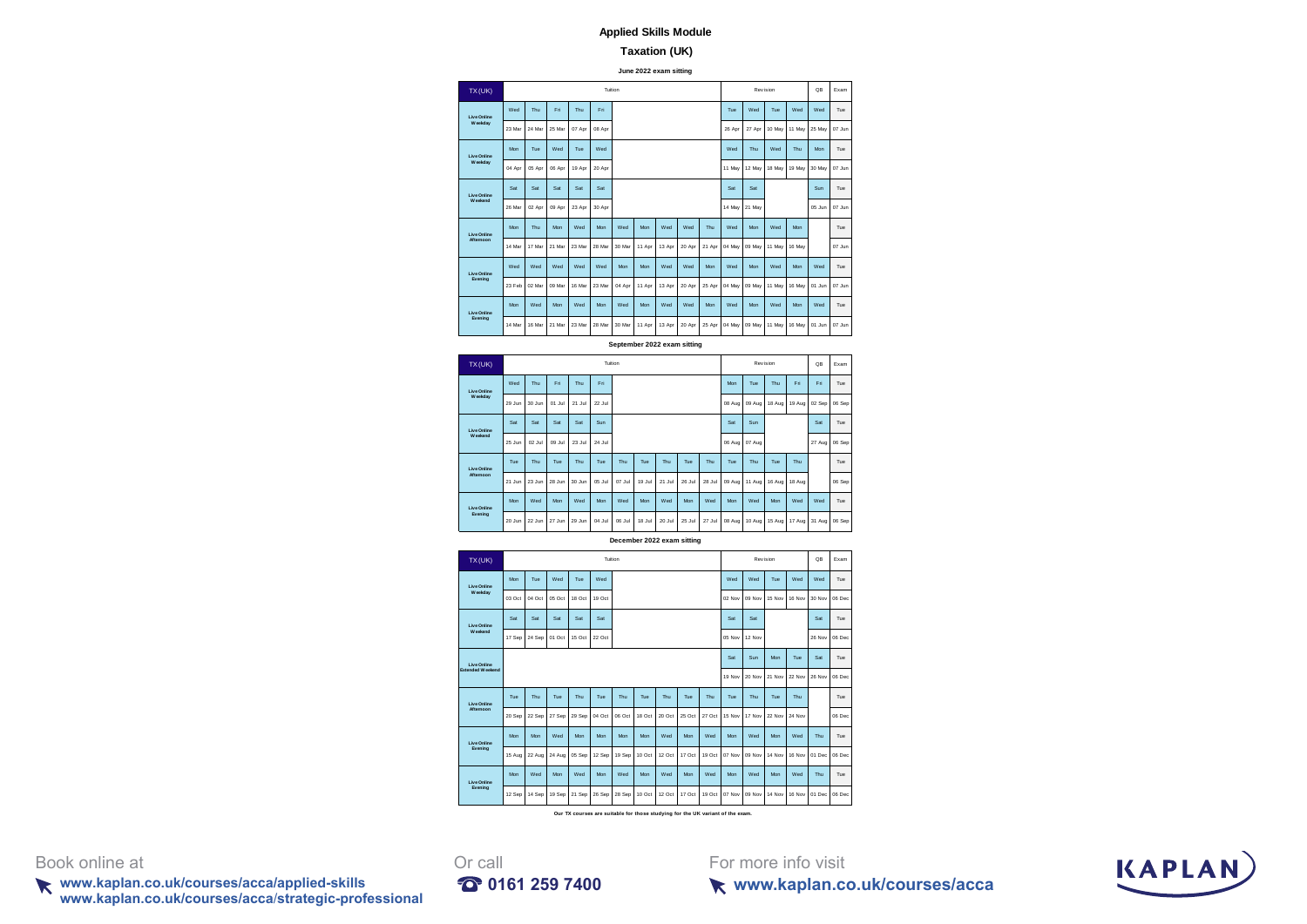# Applied Skills Module

## Taxation (UK)

### June 2022 exam sitting

| TX(UK) | Tuition | | | | | | | | | | Revision | | | | QB | Exam |
|---|---|---|---|---|---|---|---|---|---|---|---|---|---|---|---|---|
| Live Online Weekday | Wed 23 Mar | Thu 24 Mar | Fri 25 Mar | Thu 07 Apr | Fri 08 Apr | | | | | | Tue 26 Apr | Wed 27 Apr | Tue 10 May | Wed 11 May | Wed 25 May | Tue 07 Jun |
| Live Online Weekday | Mon 04 Apr | Tue 05 Apr | Wed 06 Apr | Tue 19 Apr | Wed 20 Apr | | | | | | Wed 11 May | Thu 12 May | Wed 18 May | Thu 19 May | Mon 30 May | Tue 07 Jun |
| Live Online Weekend | Sat 26 Mar | Sat 02 Apr | Sat 09 Apr | Sat 23 Apr | Sat 30 Apr | | | | | | Sat 14 May | Sat 21 May | | | Sun 05 Jun | Tue 07 Jun |
| Live Online Afternoon | Mon 14 Mar | Thu 17 Mar | Mon 21 Mar | Wed 23 Mar | Mon 28 Mar | Wed 30 Mar | Mon 11 Apr | Wed 13 Apr | Wed 20 Apr | Thu 21 Apr | Wed 04 May | Mon 09 May | Wed 11 May | Mon 16 May | | Tue 07 Jun |
| Live Online Evening | Wed 23 Feb | Wed 02 Mar | Wed 09 Mar | Wed 16 Mar | Wed 23 Mar | Mon 04 Apr | Mon 11 Apr | Wed 13 Apr | Wed 20 Apr | Mon 25 Apr | Wed 04 May | Mon 09 May | Wed 11 May | Mon 16 May | Wed 01 Jun | Tue 07 Jun |
| Live Online Evening | Mon 14 Mar | Wed 16 Mar | Mon 21 Mar | Wed 23 Mar | Mon 28 Mar | Wed 30 Mar | Mon 11 Apr | Wed 13 Apr | Wed 20 Apr | Mon 25 Apr | Wed 04 May | Mon 09 May | Wed 11 May | Mon 16 May | Wed 01 Jun | Tue 07 Jun |

### September 2022 exam sitting

| TX(UK) | Tuition | | | | | | | | | | Revision | | | | QB | Exam |
|---|---|---|---|---|---|---|---|---|---|---|---|---|---|---|---|---|
| Live Online Weekday | Wed 29 Jun | Thu 30 Jun | Fri 01 Jul | Thu 21 Jul | Fri 22 Jul | | | | | | Mon 08 Aug | Tue 09 Aug | Thu 18 Aug | Fri 19 Aug | Fri 02 Sep | Tue 06 Sep |
| Live Online Weekend | Sat 25 Jun | Sat 02 Jul | Sat 09 Jul | Sat 23 Jul | Sun 24 Jul | | | | | | Sat 06 Aug | Sun 07 Aug | | | Sat 27 Aug | Tue 06 Sep |
| Live Online Afternoon | Tue 21 Jun | Thu 23 Jun | Tue 28 Jun | Thu 30 Jun | Tue 05 Jul | Thu 07 Jul | Tue 19 Jul | Thu 21 Jul | Tue 26 Jul | Thu 28 Jul | Tue 09 Aug | Thu 11 Aug | Tue 16 Aug | Thu 18 Aug | | Tue 06 Sep |
| Live Online Evening | Mon 20 Jun | Wed 22 Jun | Mon 27 Jun | Wed 29 Jun | Mon 04 Jul | Wed 06 Jul | Mon 18 Jul | Wed 20 Jul | Mon 25 Jul | Wed 27 Jul | Mon 08 Aug | Wed 10 Aug | Mon 15 Aug | Wed 17 Aug | Wed 31 Aug | Tue 06 Sep |

### December 2022 exam sitting

| TX(UK) | Tuition | | | | | | | | | | Revision | | | | QB | Exam |
|---|---|---|---|---|---|---|---|---|---|---|---|---|---|---|---|---|
| Live Online Weekday | Mon 03 Oct | Tue 04 Oct | Wed 05 Oct | Tue 18 Oct | Wed 19 Oct | | | | | | Wed 02 Nov | Wed 09 Nov | Tue 15 Nov | Wed 16 Nov | Wed 30 Nov | Tue 06 Dec |
| Live Online Weekend | Sat 17 Sep | Sat 24 Sep | Sat 01 Oct | Sat 15 Oct | Sat 22 Oct | | | | | | Sat 05 Nov | Sat 12 Nov | | | Sat 26 Nov | Tue 06 Dec |
| Live Online Extended Weekend | | | | | | | | | | | Sat 19 Nov | Sun 20 Nov | Mon 21 Nov | Tue 22 Nov | Sat 26 Nov | Tue 06 Dec |
| Live Online Afternoon | Tue 20 Sep | Thu 22 Sep | Tue 27 Sep | Thu 29 Sep | Tue 04 Oct | Thu 06 Oct | Tue 18 Oct | Thu 20 Oct | Tue 25 Oct | Thu 27 Oct | Tue 15 Nov | Thu 17 Nov | Tue 22 Nov | Thu 24 Nov | | Tue 06 Dec |
| Live Online Evening | Mon 15 Aug | Mon 22 Aug | Wed 24 Aug | Mon 05 Sep | Mon 12 Sep | Mon 19 Sep | Mon 10 Oct | Wed 12 Oct | Mon 17 Oct | Wed 19 Oct | Mon 07 Nov | Wed 09 Nov | Mon 14 Nov | Wed 16 Nov | Thu 01 Dec | Tue 06 Dec |
| Live Online Evening | Mon 12 Sep | Wed 14 Sep | Mon 19 Sep | Wed 21 Sep | Mon 26 Sep | Wed 28 Sep | Mon 10 Oct | Wed 12 Oct | Mon 17 Oct | Wed 19 Oct | Mon 07 Nov | Wed 09 Nov | Mon 14 Nov | Wed 16 Nov | Thu 01 Dec | Tue 06 Dec |

**Our TX courses are suitable for those studying for the UK variant of the exam.**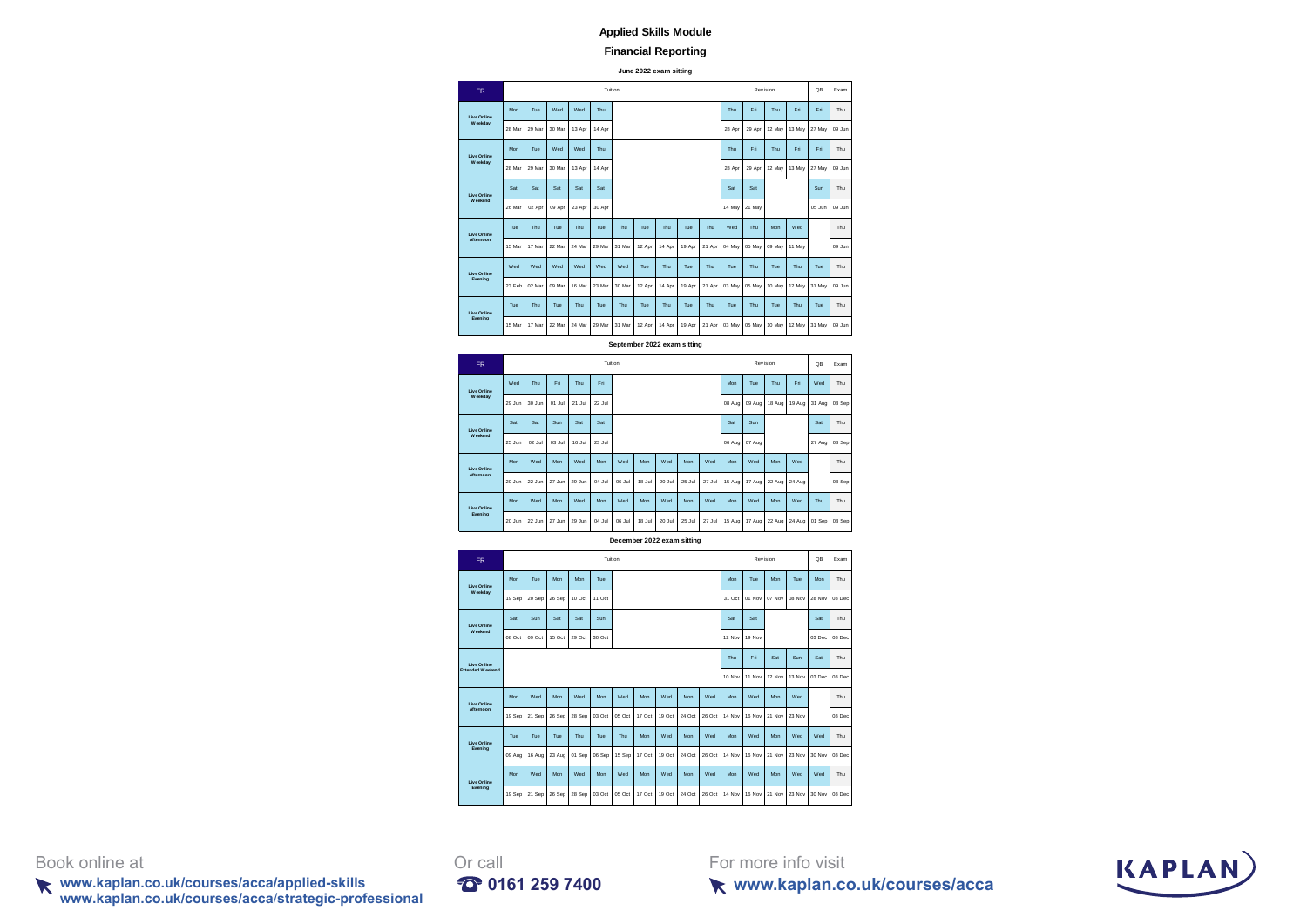# Applied Skills Module

## Financial Reporting

### June 2022 exam sitting

| FR | Tuition | | | | | | | | | | Revision | | | | QB | Exam |
|---|---|---|---|---|---|---|---|---|---|---|---|---|---|---|---|---|
| Live Online Weekday | Mon 28 Mar | Tue 29 Mar | Wed 30 Mar | Wed 13 Apr | Thu 14 Apr | | | | | | Thu 28 Apr | Fri 29 Apr | Thu 12 May | Fri 13 May | Fri 27 May | Thu 09 Jun |
| Live Online Weekday | Mon 28 Mar | Tue 29 Mar | Wed 30 Mar | Wed 13 Apr | Thu 14 Apr | | | | | | Thu 28 Apr | Fri 29 Apr | Thu 12 May | Fri 13 May | Fri 27 May | Thu 09 Jun |
| Live Online Weekend | Sat 26 Mar | Sat 02 Apr | Sat 09 Apr | Sat 23 Apr | Sat 30 Apr | | | | | | Sat 14 May | Sat 21 May | | | Sun 05 Jun | Thu 09 Jun |
| Live Online Afternoon | Tue 15 Mar | Thu 17 Mar | Tue 22 Mar | Thu 24 Mar | Tue 29 Mar | Thu 31 Mar | Tue 12 Apr | Thu 14 Apr | Tue 19 Apr | Thu 21 Apr | Wed 04 May | Thu 05 May | Mon 09 May | Wed 11 May | | Thu 09 Jun |
| Live Online Evening | Wed 23 Feb | Wed 02 Mar | Wed 09 Mar | Wed 16 Mar | Wed 23 Mar | Wed 30 Mar | Tue 12 Apr | Thu 14 Apr | Tue 19 Apr | Thu 21 Apr | Tue 03 May | Thu 05 May | Tue 10 May | Thu 12 May | Tue 31 May | Thu 09 Jun |
| Live Online Evening | Tue 15 Mar | Thu 17 Mar | Tue 22 Mar | Thu 24 Mar | Tue 29 Mar | Thu 31 Mar | Tue 12 Apr | Thu 14 Apr | Tue 19 Apr | Thu 21 Apr | Tue 03 May | Thu 05 May | Tue 10 May | Thu 12 May | Tue 31 May | Thu 09 Jun |

### September 2022 exam sitting

| FR | Tuition | | | | | | | | | | Revision | | | | QB | Exam |
|---|---|---|---|---|---|---|---|---|---|---|---|---|---|---|---|---|
| Live Online Weekday | Wed 29 Jun | Thu 30 Jun | Fri 01 Jul | Thu 21 Jul | Fri 22 Jul | | | | | | Mon 08 Aug | Tue 09 Aug | Thu 18 Aug | Fri 19 Aug | Wed 31 Aug | Thu 08 Sep |
| Live Online Weekend | Sat 25 Jun | Sat 02 Jul | Sun 03 Jul | Sat 16 Jul | Sat 23 Jul | | | | | | Sat 06 Aug | Sun 07 Aug | | | Sat 27 Aug | Thu 08 Sep |
| Live Online Afternoon | Mon 20 Jun | Wed 22 Jun | Mon 27 Jun | Wed 29 Jun | Mon 04 Jul | Wed 06 Jul | Mon 18 Jul | Wed 20 Jul | Mon 25 Jul | Wed 27 Jul | Mon 15 Aug | Wed 17 Aug | Mon 22 Aug | Wed 24 Aug | | Thu 08 Sep |
| Live Online Evening | Mon 20 Jun | Wed 22 Jun | Mon 27 Jun | Wed 29 Jun | Mon 04 Jul | Wed 06 Jul | Mon 18 Jul | Wed 20 Jul | Mon 25 Jul | Wed 27 Jul | Mon 15 Aug | Wed 17 Aug | Mon 22 Aug | Wed 24 Aug | Thu 01 Sep | Thu 08 Sep |

### December 2022 exam sitting

| FR | Tuition | | | | | | | | | | Revision | | | | QB | Exam |
|---|---|---|---|---|---|---|---|---|---|---|---|---|---|---|---|---|
| Live Online Weekday | Mon 19 Sep | Tue 20 Sep | Mon 26 Sep | Mon 10 Oct | Tue 11 Oct | | | | | | Mon 31 Oct | Tue 01 Nov | Mon 07 Nov | Tue 08 Nov | Mon 28 Nov | Thu 08 Dec |
| Live Online Weekend | Sat 08 Oct | Sun 09 Oct | Sat 15 Oct | Sat 29 Oct | Sun 30 Oct | | | | | | Sat 12 Nov | Sat 19 Nov | | | Sat 03 Dec | Thu 08 Dec |
| Live Online Extended Weekend | | | | | | | | | | | Thu 10 Nov | Fri 11 Nov | Sat 12 Nov | Sun 13 Nov | Sat 03 Dec | Thu 08 Dec |
| Live Online Afternoon | Mon 19 Sep | Wed 21 Sep | Mon 26 Sep | Wed 28 Sep | Mon 03 Oct | Wed 05 Oct | Mon 17 Oct | Wed 19 Oct | Mon 24 Oct | Wed 26 Oct | Mon 14 Nov | Wed 16 Nov | Mon 21 Nov | Wed 23 Nov | | Thu 08 Dec |
| Live Online Evening | Tue 09 Aug | Tue 16 Aug | Tue 23 Aug | Thu 01 Sep | Tue 06 Sep | Thu 15 Sep | Mon 17 Oct | Wed 19 Oct | Mon 24 Oct | Wed 26 Oct | Mon 14 Nov | Wed 16 Nov | Mon 21 Nov | Wed 23 Nov | Wed 30 Nov | Thu 08 Dec |
| Live Online Evening | Mon 19 Sep | Wed 21 Sep | Mon 26 Sep | Wed 28 Sep | Mon 03 Oct | Wed 05 Oct | Mon 17 Oct | Wed 19 Oct | Mon 24 Oct | Wed 26 Oct | Mon 14 Nov | Wed 16 Nov | Mon 21 Nov | Wed 23 Nov | Wed 30 Nov | Thu 08 Dec |

Book online at
**www.kaplan.co.uk/courses/acca/applied-skills**
**www.kaplan.co.uk/courses/acca/strategic-professional**

Or call
**0161 259 7400**

For more info visit
**www.kaplan.co.uk/courses/acca**

KAPLAN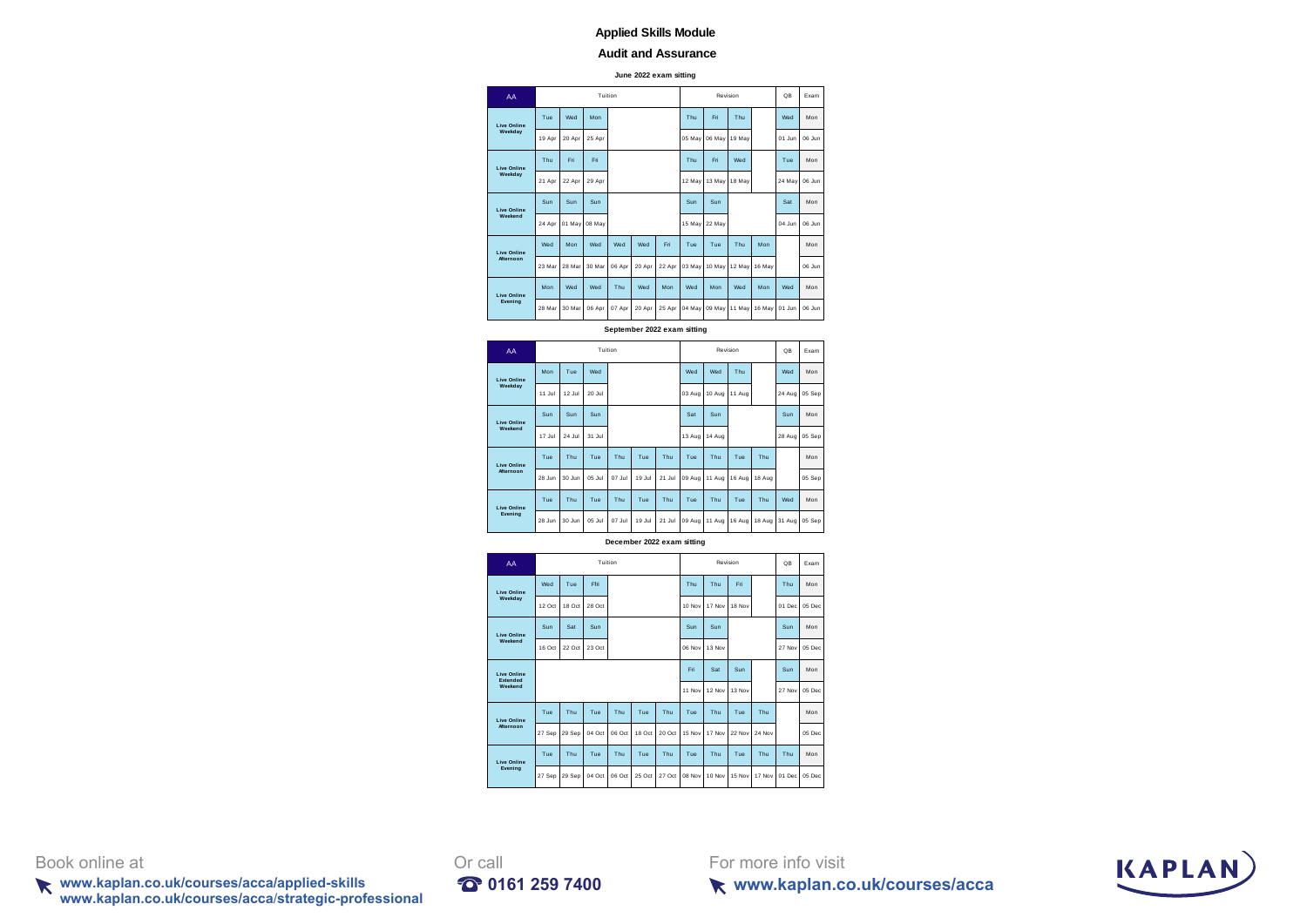# Applied Skills Module

## Audit and Assurance

### June 2022 exam sitting

| AA | Tuition | | | | | | Revision | | | | QB | Exam |
|---|---|---|---|---|---|---|---|---|---|---|---|---|
| Live Online Weekday | Tue | Wed | Mon | | | | Thu | Fri | Thu | | Wed | Mon |
| | 19 Apr | 20 Apr | 25 Apr | | | | 05 May | 06 May | 19 May | | 01 Jun | 06 Jun |
| Live Online Weekday | Thu | Fri | Fri | | | | Thu | Fri | Wed | | Tue | Mon |
| | 21 Apr | 22 Apr | 29 Apr | | | | 12 May | 13 May | 18 May | | 24 May | 06 Jun |
| Live Online Weekend | Sun | Sun | Sun | | | | Sun | Sun | | | Sat | Mon |
| | 24 Apr | 01 May | 08 May | | | | 15 May | 22 May | | | 04 Jun | 06 Jun |
| Live Online Afternoon | Wed | Mon | Wed | Wed | Wed | Fri | Tue | Tue | Thu | Mon | | Mon |
| | 23 Mar | 28 Mar | 30 Mar | 06 Apr | 20 Apr | 22 Apr | 03 May | 10 May | 12 May | 16 May | | 06 Jun |
| Live Online Evening | Mon | Wed | Wed | Thu | Wed | Mon | Wed | Mon | Wed | Mon | Wed | Mon |
| | 28 Mar | 30 Mar | 06 Apr | 07 Apr | 20 Apr | 25 Apr | 04 May | 09 May | 11 May | 16 May | 01 Jun | 06 Jun |

### September 2022 exam sitting

| AA | Tuition | | | | | | Revision | | | | QB | Exam |
|---|---|---|---|---|---|---|---|---|---|---|---|---|
| Live Online Weekday | Mon | Tue | Wed | | | | Wed | Wed | Thu | | Wed | Mon |
| | 11 Jul | 12 Jul | 20 Jul | | | | 03 Aug | 10 Aug | 11 Aug | | 24 Aug | 05 Sep |
| Live Online Weekend | Sun | Sun | Sun | | | | Sat | Sun | | | Sun | Mon |
| | 17 Jul | 24 Jul | 31 Jul | | | | 13 Aug | 14 Aug | | | 28 Aug | 05 Sep |
| Live Online Afternoon | Tue | Thu | Tue | Thu | Tue | Thu | Tue | Thu | Tue | Thu | | Mon |
| | 28 Jun | 30 Jun | 05 Jul | 07 Jul | 19 Jul | 21 Jul | 09 Aug | 11 Aug | 16 Aug | 18 Aug | | 05 Sep |
| Live Online Evening | Tue | Thu | Tue | Thu | Tue | Thu | Tue | Thu | Tue | Thu | Wed | Mon |
| | 28 Jun | 30 Jun | 05 Jul | 07 Jul | 19 Jul | 21 Jul | 09 Aug | 11 Aug | 16 Aug | 18 Aug | 31 Aug | 05 Sep |

### December 2022 exam sitting

| AA | Tuition | | | | | | Revision | | | | QB | Exam |
|---|---|---|---|---|---|---|---|---|---|---|---|---|
| Live Online Weekday | Wed | Tue | Fri | | | | Thu | Thu | Fri | | Thu | Mon |
| | 12 Oct | 18 Oct | 28 Oct | | | | 10 Nov | 17 Nov | 18 Nov | | 01 Dec | 05 Dec |
| Live Online Weekend | Sun | Sat | Sun | | | | Sun | Sun | | | Sun | Mon |
| | 16 Oct | 22 Oct | 23 Oct | | | | 06 Nov | 13 Nov | | | 27 Nov | 05 Dec |
| Live Online Extended Weekend | | | | | | | Fri | Sat | Sun | | Sun | Mon |
| | | | | | | | 11 Nov | 12 Nov | 13 Nov | | 27 Nov | 05 Dec |
| Live Online Afternoon | Tue | Thu | Tue | Thu | Tue | Thu | Tue | Thu | Tue | Thu | | Mon |
| | 27 Sep | 29 Sep | 04 Oct | 06 Oct | 18 Oct | 20 Oct | 15 Nov | 17 Nov | 22 Nov | 24 Nov | | 05 Dec |
| Live Online Evening | Tue | Thu | Tue | Thu | Tue | Thu | Tue | Thu | Tue | Thu | Thu | Mon |
| | 27 Sep | 29 Sep | 04 Oct | 06 Oct | 25 Oct | 27 Oct | 08 Nov | 10 Nov | 15 Nov | 17 Nov | 01 Dec | 05 Dec |

Book online at
**www.kaplan.co.uk/courses/acca/applied-skills**
**www.kaplan.co.uk/courses/acca/strategic-professional**

Or call
**0161 259 7400**

For more info visit
**www.kaplan.co.uk/courses/acca**

KAPLAN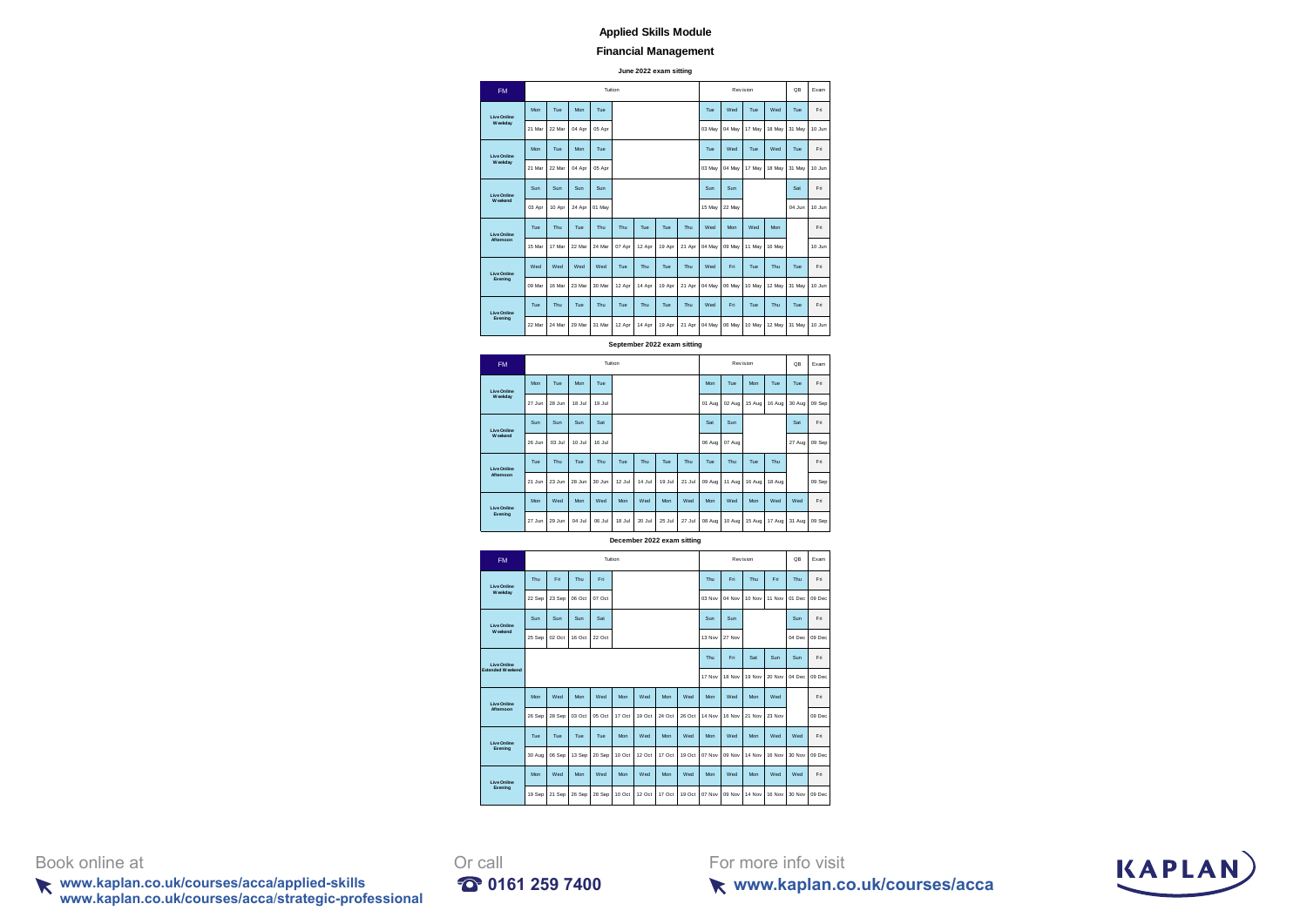# Applied Skills Module

## Financial Management

### June 2022 exam sitting

| FM | Tuition | | | | | | | | Revision | | | | QB | Exam |
|---|---|---|---|---|---|---|---|---|---|---|---|---|---|---|
| Live Online Weekday | Mon | Tue | Mon | Tue | | | | | Tue | Wed | Tue | Wed | Tue | Fri |
| | 21 Mar | 22 Mar | 04 Apr | 05 Apr | | | | | 03 May | 04 May | 17 May | 18 May | 31 May | 10 Jun |
| Live Online Weekday | Mon | Tue | Mon | Tue | | | | | Tue | Wed | Tue | Wed | Tue | Fri |
| | 21 Mar | 22 Mar | 04 Apr | 05 Apr | | | | | 03 May | 04 May | 17 May | 18 May | 31 May | 10 Jun |
| Live Online Weekend | Sun | Sun | Sun | Sun | | | | | Sun | Sun | | | Sat | Fri |
| | 03 Apr | 10 Apr | 24 Apr | 01 May | | | | | 15 May | 22 May | | | 04 Jun | 10 Jun |
| Live Online Afternoon | Tue | Thu | Tue | Thu | Thu | Tue | Tue | Thu | Wed | Mon | Wed | Mon | | Fri |
| | 15 Mar | 17 Mar | 22 Mar | 24 Mar | 07 Apr | 12 Apr | 19 Apr | 21 Apr | 04 May | 09 May | 11 May | 16 May | | 10 Jun |
| Live Online Evening | Wed | Wed | Wed | Wed | Tue | Thu | Tue | Thu | Wed | Fri | Tue | Thu | Tue | Fri |
| | 09 Mar | 16 Mar | 23 Mar | 30 Mar | 12 Apr | 14 Apr | 19 Apr | 21 Apr | 04 May | 06 May | 10 May | 12 May | 31 May | 10 Jun |
| Live Online Evening | Tue | Thu | Tue | Thu | Tue | Thu | Tue | Thu | Wed | Fri | Tue | Thu | Tue | Fri |
| | 22 Mar | 24 Mar | 29 Mar | 31 Mar | 12 Apr | 14 Apr | 19 Apr | 21 Apr | 04 May | 06 May | 10 May | 12 May | 31 May | 10 Jun |

### September 2022 exam sitting

| FM | Tuition | | | | | | | | Revision | | | | QB | Exam |
|---|---|---|---|---|---|---|---|---|---|---|---|---|---|---|
| Live Online Weekday | Mon | Tue | Mon | Tue | | | | | Mon | Tue | Mon | Tue | Tue | Fri |
| | 27 Jun | 28 Jun | 18 Jul | 19 Jul | | | | | 01 Aug | 02 Aug | 15 Aug | 16 Aug | 30 Aug | 09 Sep |
| Live Online Weekend | Sun | Sun | Sun | Sat | | | | | Sat | Sun | | | Sat | Fri |
| | 26 Jun | 03 Jul | 10 Jul | 16 Jul | | | | | 06 Aug | 07 Aug | | | 27 Aug | 09 Sep |
| Live Online Afternoon | Tue | Thu | Tue | Thu | Tue | Thu | Tue | Thu | Tue | Thu | Tue | Thu | | Fri |
| | 21 Jun | 23 Jun | 28 Jun | 30 Jun | 12 Jul | 14 Jul | 19 Jul | 21 Jul | 09 Aug | 11 Aug | 16 Aug | 18 Aug | | 09 Sep |
| Live Online Evening | Mon | Wed | Mon | Wed | Mon | Wed | Mon | Wed | Mon | Wed | Mon | Wed | Wed | Fri |
| | 27 Jun | 29 Jun | 04 Jul | 06 Jul | 18 Jul | 20 Jul | 25 Jul | 27 Jul | 08 Aug | 10 Aug | 15 Aug | 17 Aug | 31 Aug | 09 Sep |

### December 2022 exam sitting

| FM | Tuition | | | | | | | | Revision | | | | QB | Exam |
|---|---|---|---|---|---|---|---|---|---|---|---|---|---|---|
| Live Online Weekday | Thu | Fri | Thu | Fri | | | | | Thu | Fri | Thu | Fri | Thu | Fri |
| | 22 Sep | 23 Sep | 06 Oct | 07 Oct | | | | | 03 Nov | 04 Nov | 10 Nov | 11 Nov | 01 Dec | 09 Dec |
| Live Online Weekend | Sun | Sun | Sun | Sat | | | | | Sun | Sun | | | Sun | Fri |
| | 25 Sep | 02 Oct | 16 Oct | 22 Oct | | | | | 13 Nov | 27 Nov | | | 04 Dec | 09 Dec |
| Live Online Extended Weekend | | | | | | | | | Thu | Fri | Sat | Sun | Sun | Fri |
| | | | | | | | | | 17 Nov | 18 Nov | 19 Nov | 20 Nov | 04 Dec | 09 Dec |
| Live Online Afternoon | Mon | Wed | Mon | Wed | Mon | Wed | Mon | Wed | Mon | Wed | Mon | Wed | | Fri |
| | 26 Sep | 28 Sep | 03 Oct | 05 Oct | 17 Oct | 19 Oct | 24 Oct | 26 Oct | 14 Nov | 16 Nov | 21 Nov | 23 Nov | | 09 Dec |
| Live Online Evening | Tue | Tue | Tue | Tue | Mon | Wed | Mon | Wed | Mon | Wed | Mon | Wed | Wed | Fri |
| | 30 Aug | 06 Sep | 13 Sep | 20 Sep | 10 Oct | 12 Oct | 17 Oct | 19 Oct | 07 Nov | 09 Nov | 14 Nov | 16 Nov | 30 Nov | 09 Dec |
| Live Online Evening | Mon | Wed | Mon | Wed | Mon | Wed | Mon | Wed | Mon | Wed | Mon | Wed | Wed | Fri |
| | 19 Sep | 21 Sep | 26 Sep | 28 Sep | 10 Oct | 12 Oct | 17 Oct | 19 Oct | 07 Nov | 09 Nov | 14 Nov | 16 Nov | 30 Nov | 09 Dec |

Book online at
**www.kaplan.co.uk/courses/acca/applied-skills**
**www.kaplan.co.uk/courses/acca/strategic-professional**

Or call
**0161 259 7400**

For more info visit
**www.kaplan.co.uk/courses/acca**

KAPLAN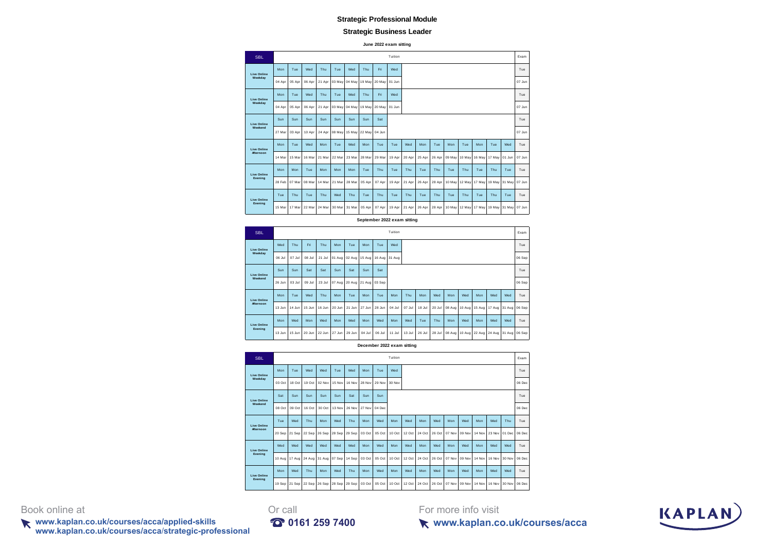## Strategic Professional Module

### Strategic Business Leader

#### June 2022 exam sitting

| SBL | Tuition | | | | | | | | | | | | | | | | | | Exam |
|---|---|---|---|---|---|---|---|---|---|---|---|---|---|---|---|---|---|---|---|
| Live Online Weekday | Mon | Tue | Wed | Thu | Tue | Wed | Thu | Fri | Wed | | | | | | | | | | Tue |
| | 04 Apr | 05 Apr | 06 Apr | 21 Apr | 03 May | 04 May | 19 May | 20 May | 01 Jun | | | | | | | | | | 07 Jun |
| Live Online Weekday | Mon | Tue | Wed | Thu | Tue | Wed | Thu | Fri | Wed | | | | | | | | | | Tue |
| | 04 Apr | 05 Apr | 06 Apr | 21 Apr | 03 May | 04 May | 19 May | 20 May | 01 Jun | | | | | | | | | | 07 Jun |
| Live Online Weekend | Sun | Sun | Sun | Sun | Sun | Sun | Sun | Sat | | | | | | | | | | | Tue |
| | 27 Mar | 03 Apr | 10 Apr | 24 Apr | 08 May | 15 May | 22 May | 04 Jun | | | | | | | | | | | 07 Jun |
| Live Online Afternoon | Mon | Tue | Wed | Mon | Tue | Wed | Mon | Tue | Tue | Wed | Mon | Tue | Mon | Tue | Mon | Tue | Wed | | Tue |
| | 14 Mar | 15 Mar | 16 Mar | 21 Mar | 22 Mar | 23 Mar | 28 Mar | 29 Mar | 19 Apr | 20 Apr | 25 Apr | 26 Apr | 09 May | 10 May | 16 May | 17 May | 01 Jun | | 07 Jun |
| Live Online Evening | Mon | Mon | Tue | Mon | Mon | Mon | Tue | Thu | Tue | Thu | Tue | Thu | Tue | Thu | Tue | Thu | Tue | | Tue |
| | 28 Feb | 07 Mar | 08 Mar | 14 Mar | 21 Mar | 28 Mar | 05 Apr | 07 Apr | 19 Apr | 21 Apr | 26 Apr | 28 Apr | 10 May | 12 May | 17 May | 19 May | 31 May | | 07 Jun |
| Live Online Evening | Tue | Thu | Tue | Thu | Wed | Thu | Tue | Thu | Tue | Thu | Tue | Thu | Tue | Thu | Tue | Thu | Tue | | Tue |
| | 15 Mar | 17 Mar | 22 Mar | 24 Mar | 30 Mar | 31 Mar | 05 Apr | 07 Apr | 19 Apr | 21 Apr | 26 Apr | 28 Apr | 10 May | 12 May | 17 May | 19 May | 31 May | | 07 Jun |

#### September 2022 exam sitting

| SBL | Tuition | | | | | | | | | | | | | | | | | | Exam |
|---|---|---|---|---|---|---|---|---|---|---|---|---|---|---|---|---|---|---|---|
| Live Online Weekday | Wed | Thu | Fri | Thu | Mon | Tue | Mon | Tue | Wed | | | | | | | | | | Tue |
| | 06 Jul | 07 Jul | 08 Jul | 21 Jul | 01 Aug | 02 Aug | 15 Aug | 16 Aug | 31 Aug | | | | | | | | | | 06 Sep |
| Live Online Weekend | Sun | Sun | Sat | Sat | Sun | Sat | Sun | Sat | | | | | | | | | | | Tue |
| | 26 Jun | 03 Jul | 09 Jul | 23 Jul | 07 Aug | 20 Aug | 21 Aug | 03 Sep | | | | | | | | | | | 06 Sep |
| Live Online Afternoon | Mon | Tue | Wed | Thu | Mon | Tue | Mon | Tue | Mon | Thu | Mon | Wed | Mon | Wed | Mon | Wed | Wed | | Tue |
| | 13 Jun | 14 Jun | 15 Jun | 16 Jun | 20 Jun | 21 Jun | 27 Jun | 28 Jun | 04 Jul | 07 Jul | 18 Jul | 20 Jul | 08 Aug | 10 Aug | 15 Aug | 17 Aug | 31 Aug | | 06 Sep |
| Live Online Evening | Mon | Wed | Mon | Wed | Mon | Wed | Mon | Wed | Mon | Wed | Tue | Thu | Mon | Wed | Mon | Wed | Wed | | Tue |
| | 13 Jun | 15 Jun | 20 Jun | 22 Jun | 27 Jun | 29 Jun | 04 Jul | 06 Jul | 11 Jul | 13 Jul | 26 Jul | 28 Jul | 08 Aug | 10 Aug | 22 Aug | 24 Aug | 31 Aug | | 06 Sep |

#### December 2022 exam sitting

| SBL | Tuition | | | | | | | | | | | | | | | | | | Exam |
|---|---|---|---|---|---|---|---|---|---|---|---|---|---|---|---|---|---|---|---|
| Live Online Weekday | Mon | Tue | Wed | Wed | Tue | Wed | Mon | Tue | Wed | | | | | | | | | | Tue |
| | 03 Oct | 18 Oct | 19 Oct | 02 Nov | 15 Nov | 16 Nov | 28 Nov | 29 Nov | 30 Nov | | | | | | | | | | 06 Dec |
| Live Online Weekend | Sat | Sun | Sun | Sun | Sun | Sat | Sun | Sun | | | | | | | | | | | Tue |
| | 08 Oct | 09 Oct | 16 Oct | 30 Oct | 13 Nov | 26 Nov | 27 Nov | 04 Dec | | | | | | | | | | | 06 Dec |
| Live Online Afternoon | Tue | Wed | Thu | Mon | Wed | Thu | Mon | Wed | Mon | Wed | Mon | Wed | Mon | Wed | Mon | Wed | Thu | | Tue |
| | 20 Sep | 21 Sep | 22 Sep | 26 Sep | 28 Sep | 29 Sep | 03 Oct | 05 Oct | 10 Oct | 12 Oct | 24 Oct | 26 Oct | 07 Nov | 09 Nov | 14 Nov | 23 Nov | 01 Dec | | 06 Dec |
| Live Online Evening | Wed | Wed | Wed | Wed | Wed | Wed | Mon | Wed | Mon | Wed | Mon | Wed | Mon | Wed | Mon | Wed | Wed | | Tue |
| | 10 Aug | 17 Aug | 24 Aug | 31 Aug | 07 Sep | 14 Sep | 03 Oct | 05 Oct | 10 Oct | 12 Oct | 24 Oct | 26 Oct | 07 Nov | 09 Nov | 14 Nov | 16 Nov | 30 Nov | | 06 Dec |
| Live Online Evening | Mon | Wed | Thu | Mon | Wed | Thu | Mon | Wed | Mon | Wed | Mon | Wed | Mon | Wed | Mon | Wed | Wed | | Tue |
| | 19 Sep | 21 Sep | 22 Sep | 26 Sep | 28 Sep | 29 Sep | 03 Oct | 05 Oct | 10 Oct | 12 Oct | 24 Oct | 26 Oct | 07 Nov | 09 Nov | 14 Nov | 16 Nov | 30 Nov | | 06 Dec |

Book online at
**www.kaplan.co.uk/courses/acca/applied-skills**
**www.kaplan.co.uk/courses/acca/strategic-professional**

Or call
**0161 259 7400**

For more info visit
**www.kaplan.co.uk/courses/acca**

KAPLAN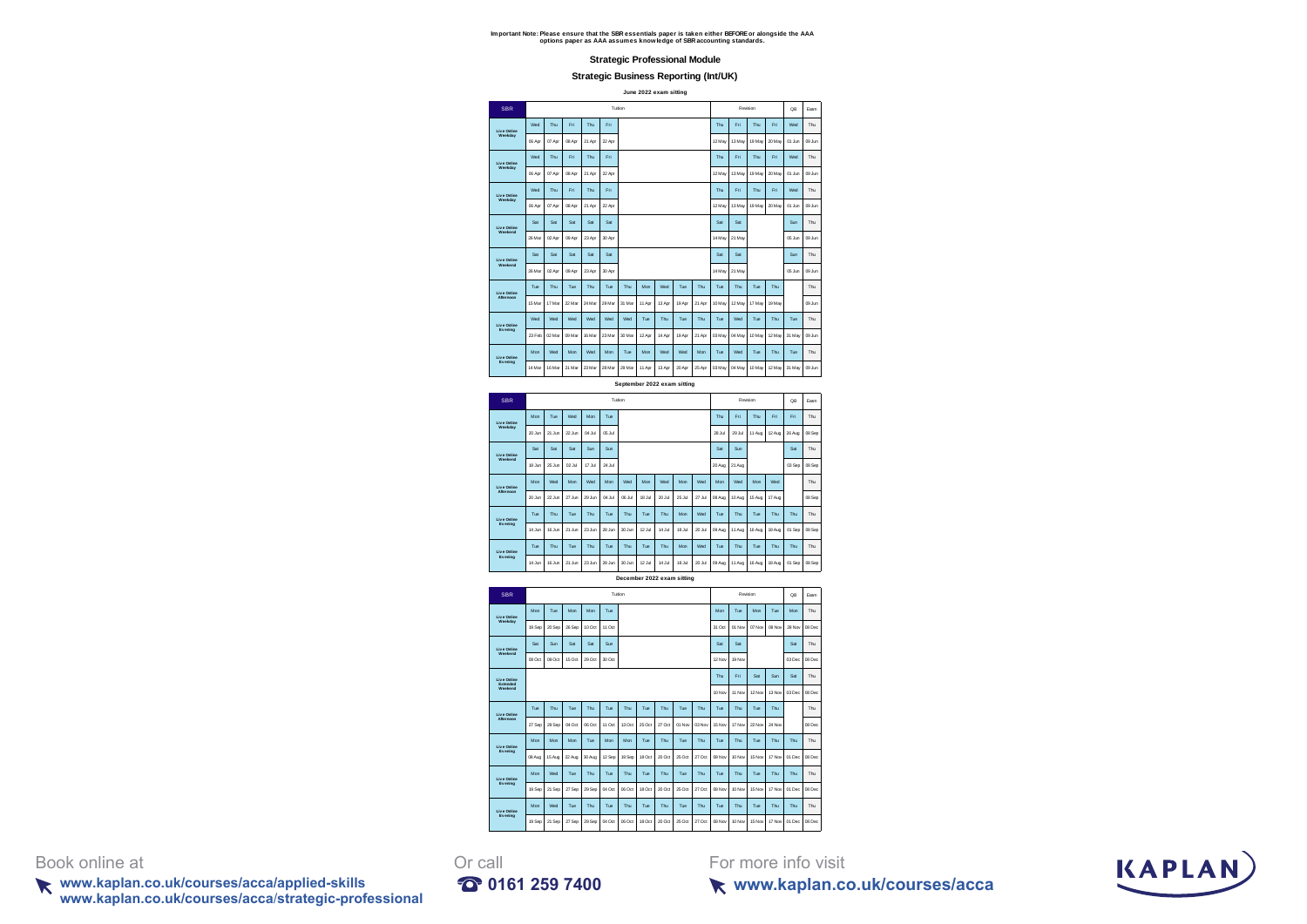**Important Note: Please ensure that the SBR essentials paper is taken either BEFORE or alongside the AAA options paper as AAA assumes knowledge of SBR accounting standards.**

## Strategic Professional Module

## Strategic Business Reporting (Int/UK)

### June 2022 exam sitting

| SBR | Tuition | | | | | | | | | | Revision | | | | QB | Exam |
|---|---|---|---|---|---|---|---|---|---|---|---|---|---|---|---|---|
| Live Online Weekday | Wed | Thu | Fri | Thu | Fri | | | | | | Thu | Fri | Thu | Fri | Wed | Thu |
| | 06 Apr | 07 Apr | 08 Apr | 21 Apr | 22 Apr | | | | | | 12 May | 13 May | 19 May | 20 May | 01 Jun | 09 Jun |
| Live Online Weekday | Wed | Thu | Fri | Thu | Fri | | | | | | Thu | Fri | Thu | Fri | Wed | Thu |
| | 06 Apr | 07 Apr | 08 Apr | 21 Apr | 22 Apr | | | | | | 12 May | 13 May | 19 May | 20 May | 01 Jun | 09 Jun |
| Live Online Weekday | Wed | Thu | Fri | Thu | Fri | | | | | | Thu | Fri | Thu | Fri | Wed | Thu |
| | 06 Apr | 07 Apr | 08 Apr | 21 Apr | 22 Apr | | | | | | 12 May | 13 May | 19 May | 20 May | 01 Jun | 09 Jun |
| Live Online Weekend | Sat | Sat | Sat | Sat | Sat | | | | | | Sat | Sat | | | Sun | Thu |
| | 26 Mar | 02 Apr | 09 Apr | 23 Apr | 30 Apr | | | | | | 14 May | 21 May | | | 05 Jun | 09 Jun |
| Live Online Weekend | Sat | Sat | Sat | Sat | Sat | | | | | | Sat | Sat | | | Sun | Thu |
| | 26 Mar | 02 Apr | 09 Apr | 23 Apr | 30 Apr | | | | | | 14 May | 21 May | | | 05 Jun | 09 Jun |
| Live Online Afternoon | Tue | Thu | Tue | Thu | Tue | Thu | Mon | Wed | Tue | Thu | Tue | Thu | Tue | Thu | | Thu |
| | 15 Mar | 17 Mar | 22 Mar | 24 Mar | 29 Mar | 31 Mar | 11 Apr | 13 Apr | 19 Apr | 21 Apr | 10 May | 12 May | 17 May | 19 May | | 09 Jun |
| Live Online Evening | Wed | Wed | Wed | Wed | Wed | Wed | Tue | Thu | Tue | Thu | Tue | Wed | Tue | Thu | Tue | Thu |
| | 23 Feb | 02 Mar | 09 Mar | 16 Mar | 23 Mar | 30 Mar | 12 Apr | 14 Apr | 19 Apr | 21 Apr | 03 May | 04 May | 10 May | 12 May | 31 May | 09 Jun |
| Live Online Evening | Mon | Wed | Mon | Wed | Mon | Tue | Mon | Wed | Wed | Mon | Tue | Wed | Tue | Thu | Tue | Thu |
| | 14 Mar | 16 Mar | 21 Mar | 23 Mar | 28 Mar | 29 Mar | 11 Apr | 13 Apr | 20 Apr | 25 Apr | 03 May | 04 May | 10 May | 12 May | 31 May | 09 Jun |

### September 2022 exam sitting

| SBR | Tuition | | | | | | | | | | Revision | | | | QB | Exam |
|---|---|---|---|---|---|---|---|---|---|---|---|---|---|---|---|---|
| Live Online Weekday | Mon | Tue | Wed | Mon | Tue | | | | | | Thu | Fri | Thu | Fri | Fri | Thu |
| | 20 Jun | 21 Jun | 22 Jun | 04 Jul | 05 Jul | | | | | | 28 Jul | 29 Jul | 11 Aug | 12 Aug | 26 Aug | 08 Sep |
| Live Online Weekend | Sat | Sat | Sat | Sun | Sun | | | | | | Sat | Sun | | | Sat | Thu |
| | 18 Jun | 25 Jun | 02 Jul | 17 Jul | 24 Jul | | | | | | 20 Aug | 21 Aug | | | 03 Sep | 08 Sep |
| Live Online Afternoon | Mon | Wed | Mon | Wed | Mon | Wed | Mon | Wed | Mon | Wed | Mon | Wed | Mon | Wed | | Thu |
| | 20 Jun | 22 Jun | 27 Jun | 29 Jun | 04 Jul | 06 Jul | 18 Jul | 20 Jul | 25 Jul | 27 Jul | 08 Aug | 10 Aug | 15 Aug | 17 Aug | | 08 Sep |
| Live Online Evening | Tue | Thu | Tue | Thu | Tue | Thu | Tue | Thu | Mon | Wed | Tue | Thu | Tue | Thu | Thu | Thu |
| | 14 Jun | 16 Jun | 21 Jun | 23 Jun | 28 Jun | 30 Jun | 12 Jul | 14 Jul | 18 Jul | 20 Jul | 09 Aug | 11 Aug | 16 Aug | 18 Aug | 01 Sep | 08 Sep |
| Live Online Evening | Tue | Thu | Tue | Thu | Tue | Thu | Tue | Thu | Mon | Wed | Tue | Thu | Tue | Thu | Thu | Thu |
| | 14 Jun | 16 Jun | 21 Jun | 23 Jun | 28 Jun | 30 Jun | 12 Jul | 14 Jul | 18 Jul | 20 Jul | 09 Aug | 11 Aug | 16 Aug | 18 Aug | 01 Sep | 08 Sep |

### December 2022 exam sitting

| SBR | Tuition | | | | | | | | | | Revision | | | | QB | Exam |
|---|---|---|---|---|---|---|---|---|---|---|---|---|---|---|---|---|
| Live Online Weekday | Mon | Tue | Mon | Mon | Tue | | | | | | Mon | Tue | Mon | Tue | Mon | Thu |
| | 19 Sep | 20 Sep | 26 Sep | 10 Oct | 11 Oct | | | | | | 31 Oct | 01 Nov | 07 Nov | 08 Nov | 28 Nov | 08 Dec |
| Live Online Weekend | Sat | Sun | Sat | Sat | Sun | | | | | | Sat | Sat | | | Sat | Thu |
| | 08 Oct | 09 Oct | 15 Oct | 29 Oct | 30 Oct | | | | | | 12 Nov | 19 Nov | | | 03 Dec | 08 Dec |
| Live Online Extended Weekend | | | | | | | | | | | Thu | Fri | Sat | Sun | Sat | Thu |
| | | | | | | | | | | | 10 Nov | 11 Nov | 12 Nov | 13 Nov | 03 Dec | 08 Dec |
| Live Online Afternoon | Tue | Thu | Tue | Thu | Tue | Thu | Tue | Thu | Tue | Thu | Tue | Thu | Tue | Thu | | Thu |
| | 27 Sep | 29 Sep | 04 Oct | 06 Oct | 11 Oct | 13 Oct | 25 Oct | 27 Oct | 01 Nov | 03 Nov | 15 Nov | 17 Nov | 22 Nov | 24 Nov | | 08 Dec |
| Live Online Evening | Mon | Mon | Mon | Tue | Mon | Mon | Tue | Thu | Tue | Thu | Tue | Thu | Tue | Thu | Thu | Thu |
| | 08 Aug | 15 Aug | 22 Aug | 30 Aug | 12 Sep | 19 Sep | 18 Oct | 20 Oct | 25 Oct | 27 Oct | 08 Nov | 10 Nov | 15 Nov | 17 Nov | 01 Dec | 08 Dec |
| Live Online Evening | Mon | Wed | Tue | Thu | Tue | Thu | Tue | Thu | Tue | Thu | Tue | Thu | Tue | Thu | Thu | Thu |
| | 19 Sep | 21 Sep | 27 Sep | 29 Sep | 04 Oct | 06 Oct | 18 Oct | 20 Oct | 25 Oct | 27 Oct | 08 Nov | 10 Nov | 15 Nov | 17 Nov | 01 Dec | 08 Dec |
| Live Online Evening | Mon | Wed | Tue | Thu | Tue | Thu | Tue | Thu | Tue | Thu | Tue | Thu | Tue | Thu | Thu | Thu |
| | 19 Sep | 21 Sep | 27 Sep | 29 Sep | 04 Oct | 06 Oct | 18 Oct | 20 Oct | 25 Oct | 27 Oct | 08 Nov | 10 Nov | 15 Nov | 17 Nov | 01 Dec | 08 Dec |

Book online at
**www.kaplan.co.uk/courses/acca/applied-skills**
**www.kaplan.co.uk/courses/acca/strategic-professional**

Or call
**0161 259 7400**

For more info visit
**www.kaplan.co.uk/courses/acca**

KAPLAN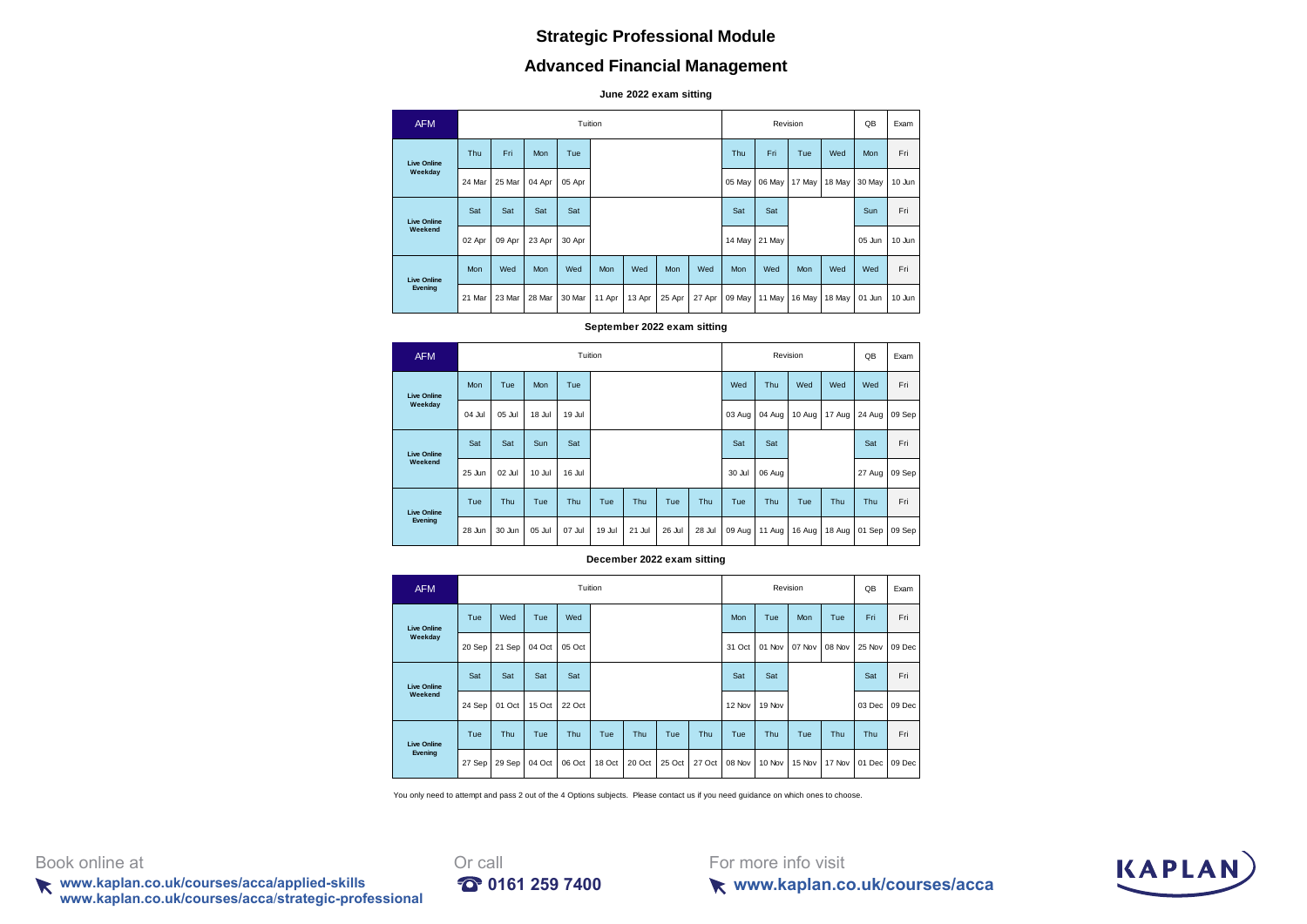# Strategic Professional Module

## Advanced Financial Management

### June 2022 exam sitting

| AFM | Tuition | | | | | | | | Revision | | | | QB | Exam |
|---|---|---|---|---|---|---|---|---|---|---|---|---|---|---|
| Live Online Weekday | Thu | Fri | Mon | Tue | | | | | Thu | Fri | Tue | Wed | Mon | Fri |
| | 24 Mar | 25 Mar | 04 Apr | 05 Apr | | | | | 05 May | 06 May | 17 May | 18 May | 30 May | 10 Jun |
| Live Online Weekend | Sat | Sat | Sat | Sat | | | | | Sat | Sat | | | Sun | Fri |
| | 02 Apr | 09 Apr | 23 Apr | 30 Apr | | | | | 14 May | 21 May | | | 05 Jun | 10 Jun |
| Live Online Evening | Mon | Wed | Mon | Wed | Mon | Wed | Mon | Wed | Mon | Wed | Mon | Wed | Wed | Fri |
| | 21 Mar | 23 Mar | 28 Mar | 30 Mar | 11 Apr | 13 Apr | 25 Apr | 27 Apr | 09 May | 11 May | 16 May | 18 May | 01 Jun | 10 Jun |

### September 2022 exam sitting

| AFM | Tuition | | | | | | | | Revision | | | | QB | Exam |
|---|---|---|---|---|---|---|---|---|---|---|---|---|---|---|
| Live Online Weekday | Mon | Tue | Mon | Tue | | | | | Wed | Thu | Wed | Wed | Wed | Fri |
| | 04 Jul | 05 Jul | 18 Jul | 19 Jul | | | | | 03 Aug | 04 Aug | 10 Aug | 17 Aug | 24 Aug | 09 Sep |
| Live Online Weekend | Sat | Sat | Sun | Sat | | | | | Sat | Sat | | | Sat | Fri |
| | 25 Jun | 02 Jul | 10 Jul | 16 Jul | | | | | 30 Jul | 06 Aug | | | 27 Aug | 09 Sep |
| Live Online Evening | Tue | Thu | Tue | Thu | Tue | Thu | Tue | Thu | Tue | Thu | Tue | Thu | Thu | Fri |
| | 28 Jun | 30 Jun | 05 Jul | 07 Jul | 19 Jul | 21 Jul | 26 Jul | 28 Jul | 09 Aug | 11 Aug | 16 Aug | 18 Aug | 01 Sep | 09 Sep |

### December 2022 exam sitting

| AFM | Tuition | | | | | | | | Revision | | | | QB | Exam |
|---|---|---|---|---|---|---|---|---|---|---|---|---|---|---|
| Live Online Weekday | Tue | Wed | Tue | Wed | | | | | Mon | Tue | Mon | Tue | Fri | Fri |
| | 20 Sep | 21 Sep | 04 Oct | 05 Oct | | | | | 31 Oct | 01 Nov | 07 Nov | 08 Nov | 25 Nov | 09 Dec |
| Live Online Weekend | Sat | Sat | Sat | Sat | | | | | Sat | Sat | | | Sat | Fri |
| | 24 Sep | 01 Oct | 15 Oct | 22 Oct | | | | | 12 Nov | 19 Nov | | | 03 Dec | 09 Dec |
| Live Online Evening | Tue | Thu | Tue | Thu | Tue | Thu | Tue | Thu | Tue | Thu | Tue | Thu | Thu | Fri |
| | 27 Sep | 29 Sep | 04 Oct | 06 Oct | 18 Oct | 20 Oct | 25 Oct | 27 Oct | 08 Nov | 10 Nov | 15 Nov | 17 Nov | 01 Dec | 09 Dec |

You only need to attempt and pass 2 out of the 4 Options subjects. Please contact us if you need guidance on which ones to choose.

Book online at
**www.kaplan.co.uk/courses/acca/applied-skills**
**www.kaplan.co.uk/courses/acca/strategic-professional**

Or call
**0161 259 7400**

For more info visit
**www.kaplan.co.uk/courses/acca**

KAPLAN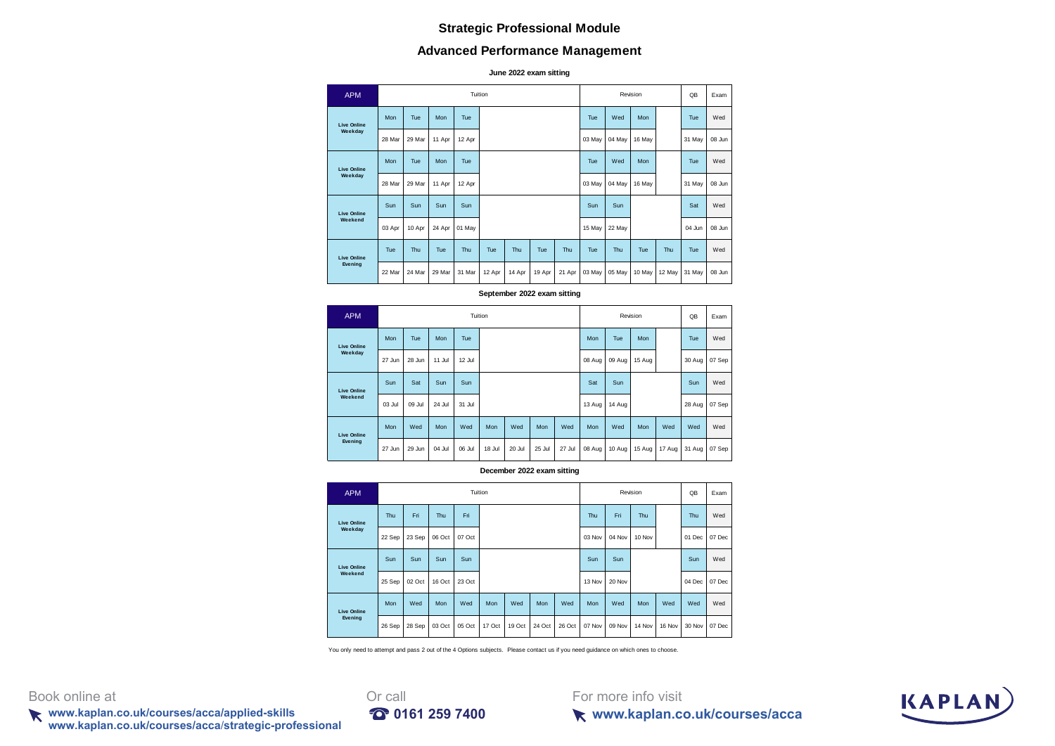## Strategic Professional Module

## Advanced Performance Management

**June 2022 exam sitting**

| APM | Tuition | | | | | | | | Revision | | | | QB | Exam |
|---|---|---|---|---|---|---|---|---|---|---|---|---|---|---|
| Live Online Weekday | Mon | Tue | Mon | Tue | | | | | Tue | Wed | Mon | | Tue | Wed |
| | 28 Mar | 29 Mar | 11 Apr | 12 Apr | | | | | 03 May | 04 May | 16 May | | 31 May | 08 Jun |
| Live Online Weekday | Mon | Tue | Mon | Tue | | | | | Tue | Wed | Mon | | Tue | Wed |
| | 28 Mar | 29 Mar | 11 Apr | 12 Apr | | | | | 03 May | 04 May | 16 May | | 31 May | 08 Jun |
| Live Online Weekend | Sun | Sun | Sun | Sun | | | | | Sun | Sun | | | Sat | Wed |
| | 03 Apr | 10 Apr | 24 Apr | 01 May | | | | | 15 May | 22 May | | | 04 Jun | 08 Jun |
| Live Online Evening | Tue | Thu | Tue | Thu | Tue | Thu | Tue | Thu | Tue | Thu | Tue | Thu | Tue | Wed |
| | 22 Mar | 24 Mar | 29 Mar | 31 Mar | 12 Apr | 14 Apr | 19 Apr | 21 Apr | 03 May | 05 May | 10 May | 12 May | 31 May | 08 Jun |

**September 2022 exam sitting**

| APM | Tuition | | | | | | | | Revision | | | | QB | Exam |
|---|---|---|---|---|---|---|---|---|---|---|---|---|---|---|
| Live Online Weekday | Mon | Tue | Mon | Tue | | | | | Mon | Tue | Mon | | Tue | Wed |
| | 27 Jun | 28 Jun | 11 Jul | 12 Jul | | | | | 08 Aug | 09 Aug | 15 Aug | | 30 Aug | 07 Sep |
| Live Online Weekend | Sun | Sat | Sun | Sun | | | | | Sat | Sun | | | Sun | Wed |
| | 03 Jul | 09 Jul | 24 Jul | 31 Jul | | | | | 13 Aug | 14 Aug | | | 28 Aug | 07 Sep |
| Live Online Evening | Mon | Wed | Mon | Wed | Mon | Wed | Mon | Wed | Mon | Wed | Mon | Wed | Wed | Wed |
| | 27 Jun | 29 Jun | 04 Jul | 06 Jul | 18 Jul | 20 Jul | 25 Jul | 27 Jul | 08 Aug | 10 Aug | 15 Aug | 17 Aug | 31 Aug | 07 Sep |

**December 2022 exam sitting**

| APM | Tuition | | | | | | | | Revision | | | | QB | Exam |
|---|---|---|---|---|---|---|---|---|---|---|---|---|---|---|
| Live Online Weekday | Thu | Fri | Thu | Fri | | | | | Thu | Fri | Thu | | Thu | Wed |
| | 22 Sep | 23 Sep | 06 Oct | 07 Oct | | | | | 03 Nov | 04 Nov | 10 Nov | | 01 Dec | 07 Dec |
| Live Online Weekend | Sun | Sun | Sun | Sun | | | | | Sun | Sun | | | Sun | Wed |
| | 25 Sep | 02 Oct | 16 Oct | 23 Oct | | | | | 13 Nov | 20 Nov | | | 04 Dec | 07 Dec |
| Live Online Evening | Mon | Wed | Mon | Wed | Mon | Wed | Mon | Wed | Mon | Wed | Mon | Wed | Wed | Wed |
| | 26 Sep | 28 Sep | 03 Oct | 05 Oct | 17 Oct | 19 Oct | 24 Oct | 26 Oct | 07 Nov | 09 Nov | 14 Nov | 16 Nov | 30 Nov | 07 Dec |

You only need to attempt and pass 2 out of the 4 Options subjects. Please contact us if you need guidance on which ones to choose.

Book online at
**www.kaplan.co.uk/courses/acca/applied-skills**
**www.kaplan.co.uk/courses/acca/strategic-professional**

Or call
**0161 259 7400**

For more info visit
**www.kaplan.co.uk/courses/acca**

KAPLAN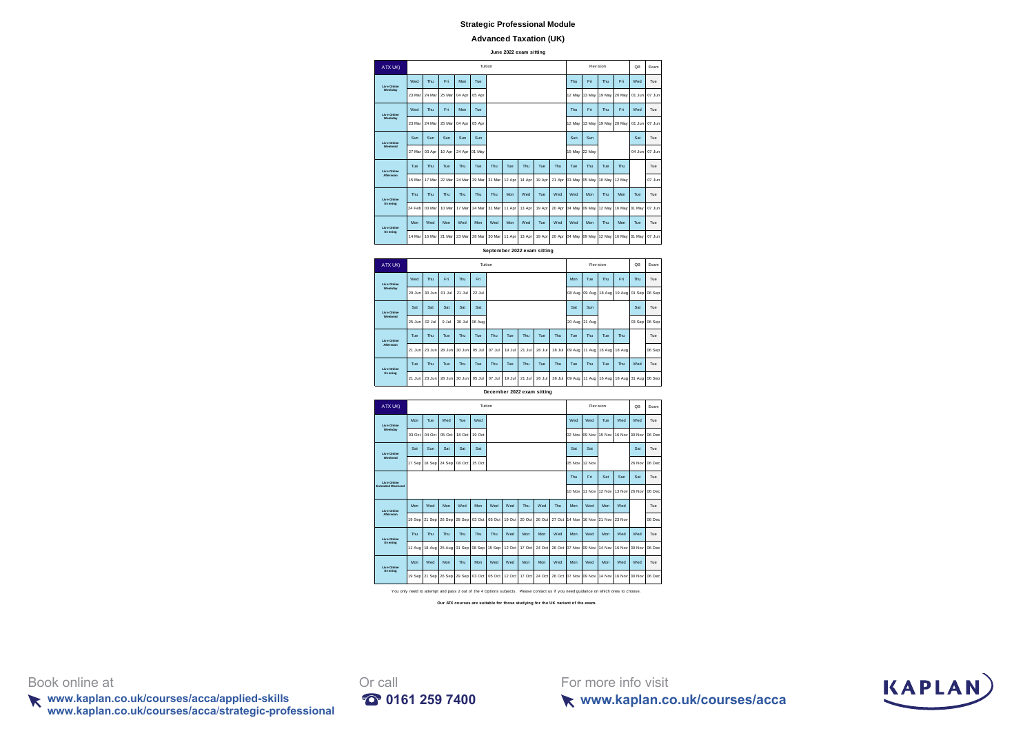**Strategic Professional Module**

**Advanced Taxation (UK)**

**June 2022 exam sitting**

| ATX UK) | Tuition | | | | | | | | | | Revision | | | | QB | Exam |
|---|---|---|---|---|---|---|---|---|---|---|---|---|---|---|---|---|
| Live Online Weekday | Wed | Thu | Fri | Mon | Tue | | | | | | Thu | Fri | Thu | Fri | Wed | Tue |
| | 23 Mar | 24 Mar | 25 Mar | 04 Apr | 05 Apr | | | | | | 12 May | 13 May | 19 May | 20 May | 01 Jun | 07 Jun |
| Live Online Weekday | Wed | Thu | Fri | Mon | Tue | | | | | | Thu | Fri | Thu | Fri | Wed | Tue |
| | 23 Mar | 24 Mar | 25 Mar | 04 Apr | 05 Apr | | | | | | 12 May | 13 May | 19 May | 20 May | 01 Jun | 07 Jun |
| Live Online Weekend | Sun | Sun | Sun | Sun | Sun | | | | | | Sun | Sun | | | Sat | Tue |
| | 27 Mar | 03 Apr | 10 Apr | 24 Apr | 01 May | | | | | | 15 May | 22 May | | | 04 Jun | 07 Jun |
| Live Online Afternoon | Tue | Thu | Tue | Thu | Tue | Thu | Tue | Thu | Tue | Thu | Tue | Thu | Tue | Thu | | Tue |
| | 15 Mar | 17 Mar | 22 Mar | 24 Mar | 29 Mar | 31 Mar | 12 Apr | 14 Apr | 19 Apr | 21 Apr | 03 May | 05 May | 10 May | 12 May | | 07 Jun |
| Live Online Evening | Thu | Thu | Thu | Thu | Thu | Thu | Mon | Wed | Tue | Wed | Wed | Mon | Thu | Mon | Tue | Tue |
| | 24 Feb | 03 Mar | 10 Mar | 17 Mar | 24 Mar | 31 Mar | 11 Apr | 13 Apr | 19 Apr | 20 Apr | 04 May | 09 May | 12 May | 16 May | 31 May | 07 Jun |
| Live Online Evening | Mon | Wed | Mon | Wed | Mon | Wed | Mon | Wed | Tue | Wed | Wed | Mon | Thu | Mon | Tue | Tue |
| | 14 Mar | 16 Mar | 21 Mar | 23 Mar | 28 Mar | 30 Mar | 11 Apr | 13 Apr | 19 Apr | 20 Apr | 04 May | 09 May | 12 May | 16 May | 31 May | 07 Jun |

**September 2022 exam sitting**

| ATX UK) | Tuition | | | | | | | | | | Revision | | | | QB | Exam |
|---|---|---|---|---|---|---|---|---|---|---|---|---|---|---|---|---|
| Live Online Weekday | Wed | Thu | Fri | Thu | Fri | | | | | | Mon | Tue | Thu | Fri | Thu | Tue |
| | 29 Jun | 30 Jun | 01 Jul | 21 Jul | 22 Jul | | | | | | 08 Aug | 09 Aug | 18 Aug | 19 Aug | 01 Sep | 06 Sep |
| Live Online Weekend | Sat | Sat | Sat | Sat | Sat | | | | | | Sat | Sun | | | Sat | Tue |
| | 25 Jun | 02 Jul | 9 Jul | 30 Jul | 06 Aug | | | | | | 20 Aug | 21 Aug | | | 03 Sep | 06 Sep |
| Live Online Afternoon | Tue | Thu | Tue | Thu | Tue | Thu | Tue | Thu | Tue | Thu | Tue | Thu | Tue | Thu | | Tue |
| | 21 Jun | 23 Jun | 28 Jun | 30 Jun | 05 Jul | 07 Jul | 19 Jul | 21 Jul | 26 Jul | 28 Jul | 09 Aug | 11 Aug | 16 Aug | 18 Aug | | 06 Sep |
| Live Online Evening | Tue | Thu | Tue | Thu | Tue | Thu | Tue | Thu | Tue | Thu | Tue | Thu | Tue | Thu | Wed | Tue |
| | 21 Jun | 23 Jun | 28 Jun | 30 Jun | 05 Jul | 07 Jul | 19 Jul | 21 Jul | 26 Jul | 28 Jul | 09 Aug | 11 Aug | 16 Aug | 18 Aug | 31 Aug | 06 Sep |

**December 2022 exam sitting**

| ATX UK) | Tuition | | | | | | | | | | Revision | | | | QB | Exam |
|---|---|---|---|---|---|---|---|---|---|---|---|---|---|---|---|---|
| Live Online Weekday | Mon | Tue | Wed | Tue | Wed | | | | | | Wed | Wed | Tue | Wed | Wed | Tue |
| | 03 Oct | 04 Oct | 05 Oct | 18 Oct | 19 Oct | | | | | | 02 Nov | 09 Nov | 15 Nov | 16 Nov | 30 Nov | 06 Dec |
| Live Online Weekend | Sat | Sun | Sat | Sat | Sat | | | | | | Sat | Sat | | | Sat | Tue |
| | 17 Sep | 18 Sep | 24 Sep | 08 Oct | 15 Oct | | | | | | 05 Nov | 12 Nov | | | 26 Nov | 06 Dec |
| Live Online Extended Weekend | | | | | | | | | | | Thu | Fri | Sat | Sun | Sat | Tue |
| | | | | | | | | | | | 10 Nov | 11 Nov | 12 Nov | 13 Nov | 26 Nov | 06 Dec |
| Live Online Afternoon | Mon | Wed | Mon | Wed | Mon | Wed | Wed | Thu | Wed | Thu | Mon | Wed | Mon | Wed | | Tue |
| | 19 Sep | 21 Sep | 26 Sep | 28 Sep | 03 Oct | 05 Oct | 19 Oct | 20 Oct | 26 Oct | 27 Oct | 14 Nov | 16 Nov | 21 Nov | 23 Nov | | 06 Dec |
| Live Online Evening | Thu | Thu | Thu | Thu | Thu | Thu | Wed | Mon | Mon | Wed | Mon | Wed | Mon | Wed | Wed | Tue |
| | 11 Aug | 18 Aug | 25 Aug | 01 Sep | 08 Sep | 15 Sep | 12 Oct | 17 Oct | 24 Oct | 26 Oct | 07 Nov | 09 Nov | 14 Nov | 16 Nov | 30 Nov | 06 Dec |
| Live Online Evening | Mon | Wed | Mon | Thu | Mon | Wed | Wed | Mon | Mon | Wed | Mon | Wed | Mon | Wed | Wed | Tue |
| | 19 Sep | 21 Sep | 26 Sep | 29 Sep | 03 Oct | 05 Oct | 12 Oct | 17 Oct | 24 Oct | 26 Oct | 07 Nov | 09 Nov | 14 Nov | 16 Nov | 30 Nov | 06 Dec |

You only need to attempt and pass 2 out of the 4 Options subjects. Please contact us if you need guidance on which ones to choose.

**Our ATX courses are suitable for those studying for the UK variant of the exam.**

Book online at
**www.kaplan.co.uk/courses/acca/applied-skills**
**www.kaplan.co.uk/courses/acca/strategic-professional**

Or call
**0161 259 7400**

For more info visit
**www.kaplan.co.uk/courses/acca**

KAPLAN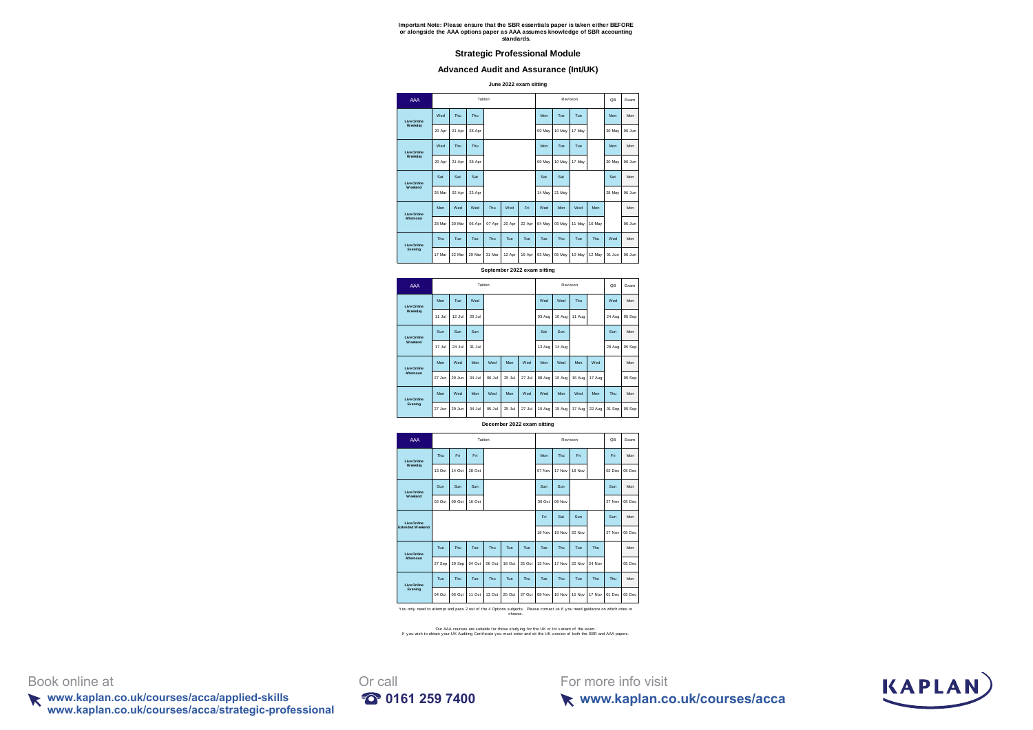**Important Note: Please ensure that the SBR essentials paper is taken either BEFORE or alongside the AAA options paper as AAA assumes knowledge of SBR accounting standards.**

## Strategic Professional Module

### Advanced Audit and Assurance (Int/UK)

**June 2022 exam sitting**

| AAA | Tuition | | | | | | Revision | | | | QB | Exam |
|---|---|---|---|---|---|---|---|---|---|---|---|---|
| Live Online Weekday | Wed | Thu | Thu | | | | Mon | Tue | Tue | | Mon | Mon |
| | 20 Apr | 21 Apr | 28 Apr | | | | 09 May | 10 May | 17 May | | 30 May | 06 Jun |
| Live Online Weekday | Wed | Thu | Thu | | | | Mon | Tue | Tue | | Mon | Mon |
| | 20 Apr | 21 Apr | 28 Apr | | | | 09 May | 10 May | 17 May | | 30 May | 06 Jun |
| Live Online Weekend | Sat | Sat | Sat | | | | Sat | Sat | | | Sat | Mon |
| | 26 Mar | 02 Apr | 23 Apr | | | | 14 May | 21 May | | | 28 May | 06 Jun |
| Live Online Afternoon | Mon | Wed | Wed | Thu | Wed | Fri | Wed | Mon | Wed | Mon | | Mon |
| | 28 Mar | 30 Mar | 06 Apr | 07 Apr | 20 Apr | 22 Apr | 04 May | 09 May | 11 May | 16 May | | 06 Jun |
| Live Online Evening | Thu | Tue | Tue | Thu | Tue | Tue | Tue | Thu | Tue | Thu | Wed | Mon |
| | 17 Mar | 22 Mar | 29 Mar | 31 Mar | 12 Apr | 19 Apr | 03 May | 05 May | 10 May | 12 May | 01 Jun | 06 Jun |

**September 2022 exam sitting**

| AAA | Tuition | | | | | | Revision | | | | QB | Exam |
|---|---|---|---|---|---|---|---|---|---|---|---|---|
| Live Online Weekday | Mon | Tue | Wed | | | | Wed | Wed | Thu | | Wed | Mon |
| | 11 Jul | 12 Jul | 20 Jul | | | | 03 Aug | 10 Aug | 11 Aug | | 24 Aug | 05 Sep |
| Live Online Weekend | Sun | Sun | Sun | | | | Sat | Sun | | | Sun | Mon |
| | 17 Jul | 24 Jul | 31 Jul | | | | 13 Aug | 14 Aug | | | 28 Aug | 05 Sep |
| Live Online Afternoon | Mon | Wed | Mon | Wed | Mon | Wed | Mon | Wed | Mon | Wed | | Mon |
| | 27 Jun | 29 Jun | 04 Jul | 06 Jul | 25 Jul | 27 Jul | 08 Aug | 10 Aug | 15 Aug | 17 Aug | | 05 Sep |
| Live Online Evening | Mon | Wed | Mon | Wed | Mon | Wed | Wed | Mon | Wed | Mon | Thu | Mon |
| | 27 Jun | 29 Jun | 04 Jul | 06 Jul | 25 Jul | 27 Jul | 10 Aug | 15 Aug | 17 Aug | 22 Aug | 01 Sep | 05 Sep |

**December 2022 exam sitting**

| AAA | Tuition | | | | | | Revision | | | | QB | Exam |
|---|---|---|---|---|---|---|---|---|---|---|---|---|
| Live Online Weekday | Thu | Fri | Fri | | | | Mon | Thu | Fri | | Fri | Mon |
| | 13 Oct | 14 Oct | 28 Oct | | | | 07 Nov | 17 Nov | 18 Nov | | 02 Dec | 05 Dec |
| Live Online Weekend | Sun | Sun | Sun | | | | Sun | Sun | | | Sun | Mon |
| | 02 Oct | 09 Oct | 16 Oct | | | | 30 Oct | 06 Nov | | | 27 Nov | 05 Dec |
| Live Online Extended Weekend | | | | | | | Fri | Sat | Sun | | Sun | Mon |
| | | | | | | | 18 Nov | 19 Nov | 20 Nov | | 27 Nov | 05 Dec |
| Live Online Afternoon | Tue | Thu | Tue | Thu | Tue | Tue | Tue | Thu | Tue | Thu | | Mon |
| | 27 Sep | 29 Sep | 04 Oct | 06 Oct | 18 Oct | 25 Oct | 15 Nov | 17 Nov | 22 Nov | 24 Nov | | 05 Dec |
| Live Online Evening | Tue | Thu | Tue | Thu | Tue | Thu | Tue | Thu | Tue | Thu | Thu | Mon |
| | 04 Oct | 06 Oct | 11 Oct | 13 Oct | 25 Oct | 27 Oct | 08 Nov | 10 Nov | 15 Nov | 17 Nov | 01 Dec | 05 Dec |

You only need to attempt and pass 2 out of the 4 Options subjects. Please contact us if you need guidance on which ones to choose.

Our AAA courses are suitable for those studying for the UK or Int variant of the exam.
If you wish to obtain your UK Auditing Certificate you must enter and sit the UK version of both the SBR and AAA papers.

Book online at
**www.kaplan.co.uk/courses/acca/applied-skills**
**www.kaplan.co.uk/courses/acca/strategic-professional**

Or call
**0161 259 7400**

For more info visit
**www.kaplan.co.uk/courses/acca**

KAPLAN